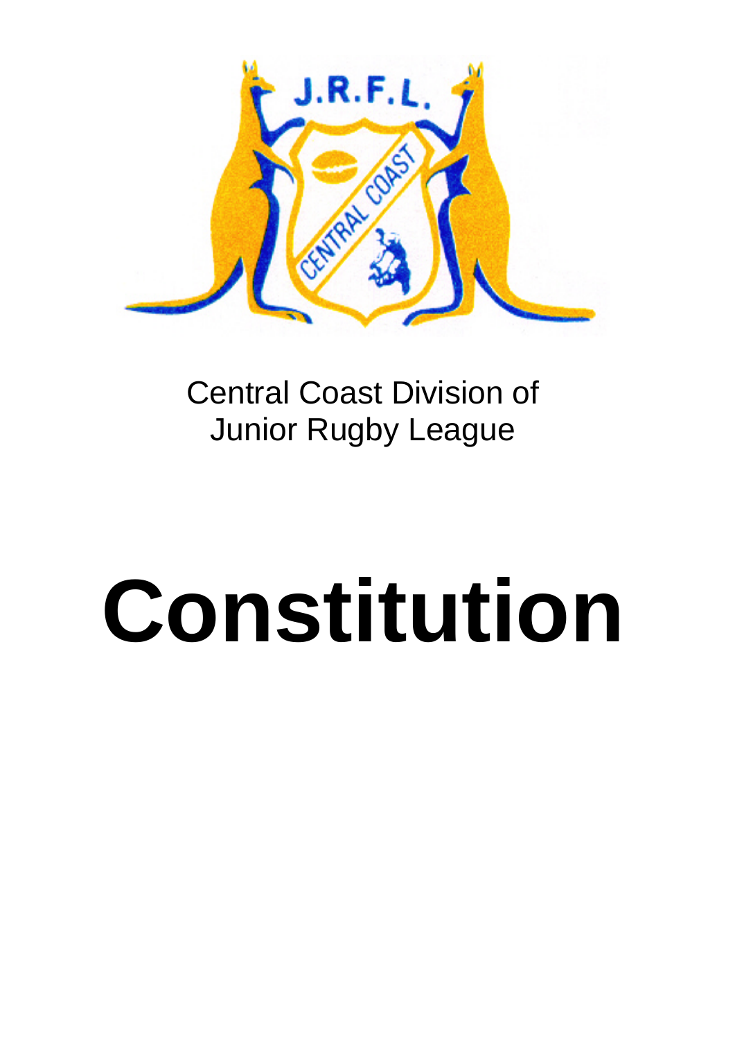Central Coast Division of
Junior Rugby League

# Constitution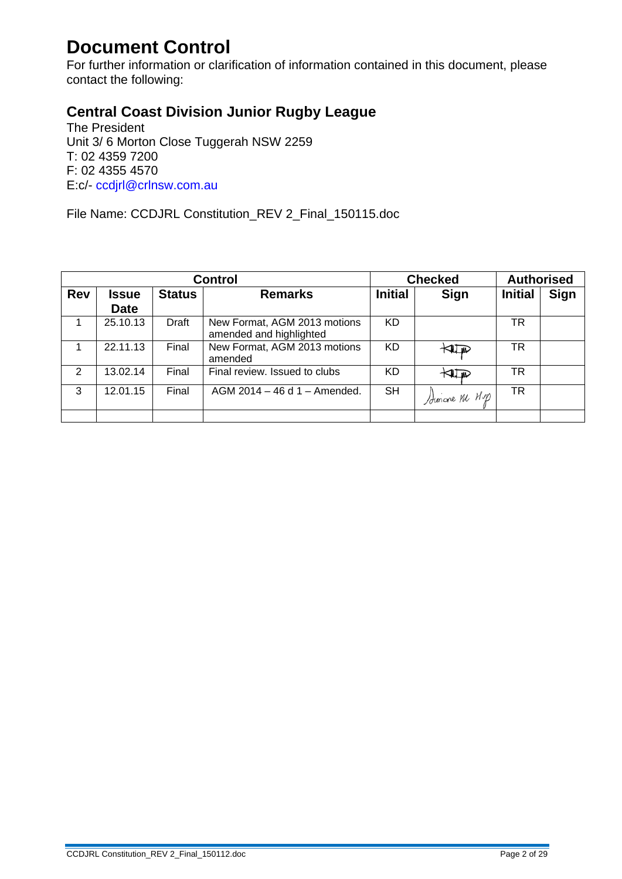# Document Control

For further information or clarification of information contained in this document, please contact the following:

## Central Coast Division Junior Rugby League

The President
Unit 3/ 6 Morton Close Tuggerah NSW 2259
T: 02 4359 7200
F: 02 4355 4570
E:c/- ccdjrl@crlnsw.com.au

File Name: CCDJRL Constitution_REV 2_Final_150115.doc

| Control | | | | Checked | | Authorised | |
|---|---|---|---|---|---|---|---|
| **Rev** | **Issue Date** | **Status** | **Remarks** | **Initial** | **Sign** | **Initial** | **Sign** |
| 1 | 25.10.13 | Draft | New Format, AGM 2013 motions amended and highlighted | KD | | TR | |
| 1 | 22.11.13 | Final | New Format, AGM 2013 motions amended | KD | KD | TR | |
| 2 | 13.02.14 | Final | Final review. Issued to clubs | KD | KD | TR | |
| 3 | 12.01.15 | Final | AGM 2014 – 46 d 1 – Amended. | SH | Simone M Hop | TR | |
| | | | | | | | |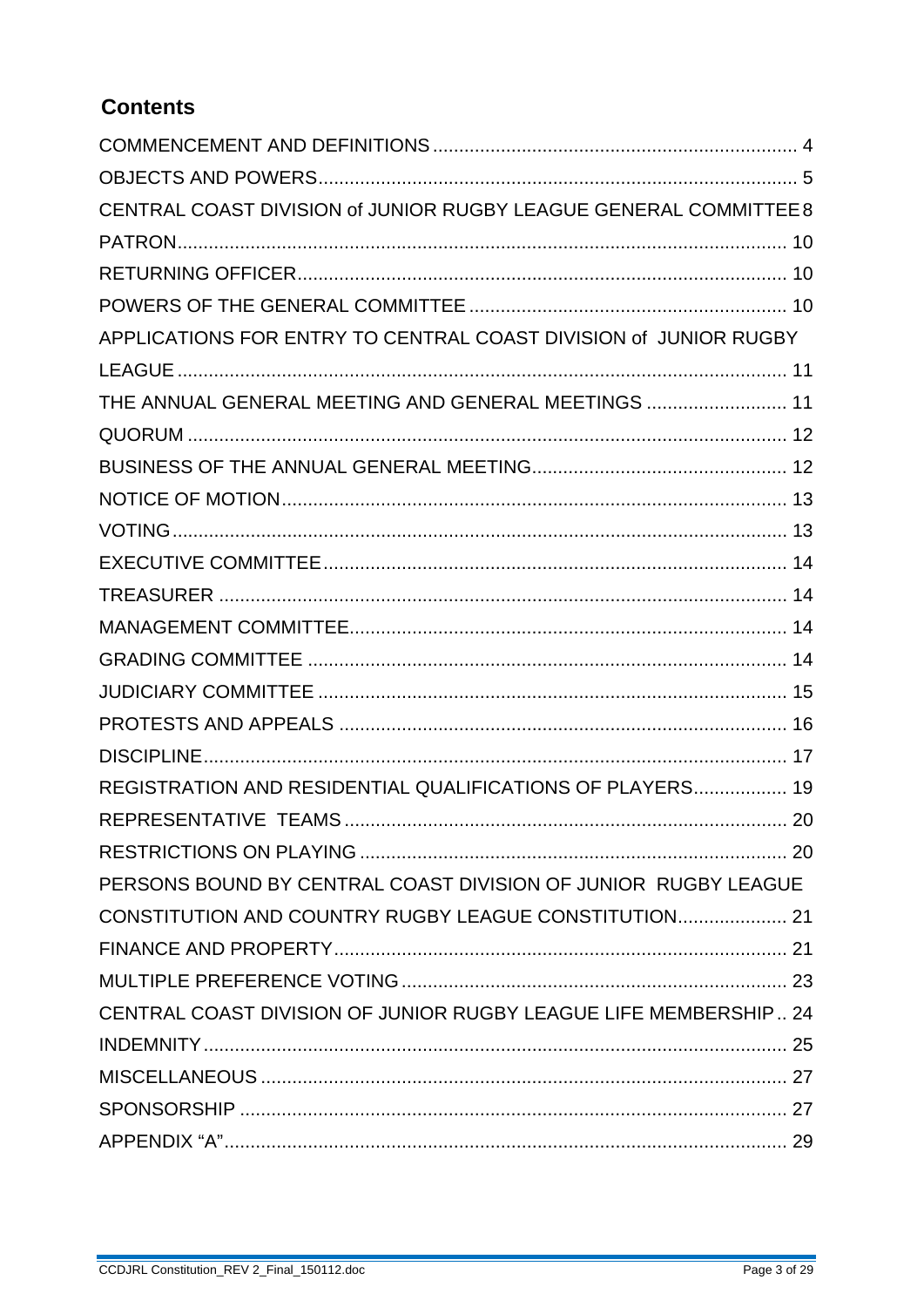## Contents

COMMENCEMENT AND DEFINITIONS ..... 4
OBJECTS AND POWERS ..... 5
CENTRAL COAST DIVISION of JUNIOR RUGBY LEAGUE GENERAL COMMITTEE 8
PATRON ..... 10
RETURNING OFFICER ..... 10
POWERS OF THE GENERAL COMMITTEE ..... 10
APPLICATIONS FOR ENTRY TO CENTRAL COAST DIVISION of JUNIOR RUGBY LEAGUE ..... 11
THE ANNUAL GENERAL MEETING AND GENERAL MEETINGS ..... 11
QUORUM ..... 12
BUSINESS OF THE ANNUAL GENERAL MEETING ..... 12
NOTICE OF MOTION ..... 13
VOTING ..... 13
EXECUTIVE COMMITTEE ..... 14
TREASURER ..... 14
MANAGEMENT COMMITTEE ..... 14
GRADING COMMITTEE ..... 14
JUDICIARY COMMITTEE ..... 15
PROTESTS AND APPEALS ..... 16
DISCIPLINE ..... 17
REGISTRATION AND RESIDENTIAL QUALIFICATIONS OF PLAYERS ..... 19
REPRESENTATIVE TEAMS ..... 20
RESTRICTIONS ON PLAYING ..... 20
PERSONS BOUND BY CENTRAL COAST DIVISION OF JUNIOR RUGBY LEAGUE CONSTITUTION AND COUNTRY RUGBY LEAGUE CONSTITUTION ..... 21
FINANCE AND PROPERTY ..... 21
MULTIPLE PREFERENCE VOTING ..... 23
CENTRAL COAST DIVISION OF JUNIOR RUGBY LEAGUE LIFE MEMBERSHIP .. 24
INDEMNITY ..... 25
MISCELLANEOUS ..... 27
SPONSORSHIP ..... 27
APPENDIX "A" ..... 29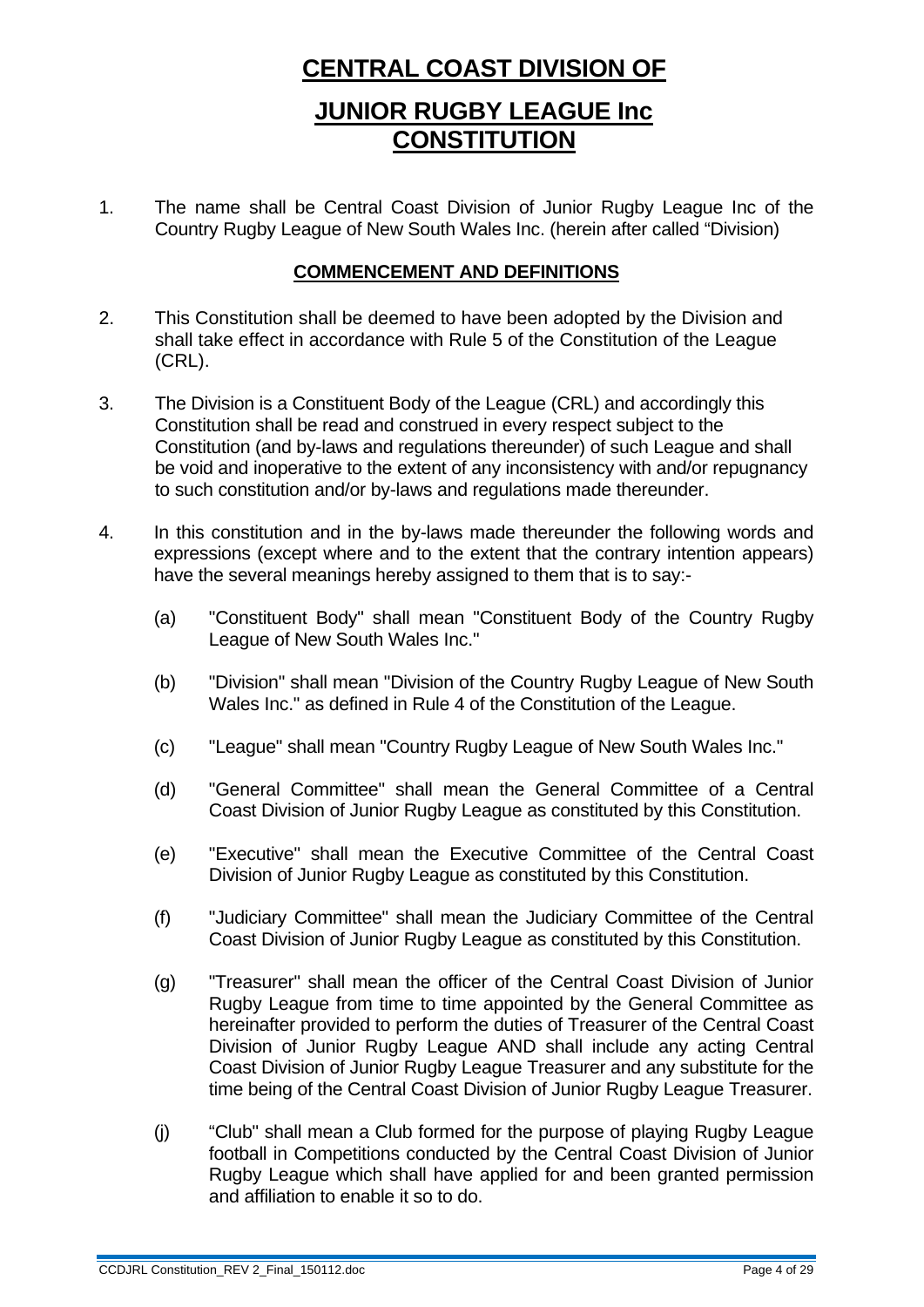# CENTRAL COAST DIVISION OF

# JUNIOR RUGBY LEAGUE Inc CONSTITUTION

1. The name shall be Central Coast Division of Junior Rugby League Inc of the Country Rugby League of New South Wales Inc. (herein after called "Division)

## COMMENCEMENT AND DEFINITIONS

2. This Constitution shall be deemed to have been adopted by the Division and shall take effect in accordance with Rule 5 of the Constitution of the League (CRL).

3. The Division is a Constituent Body of the League (CRL) and accordingly this Constitution shall be read and construed in every respect subject to the Constitution (and by-laws and regulations thereunder) of such League and shall be void and inoperative to the extent of any inconsistency with and/or repugnancy to such constitution and/or by-laws and regulations made thereunder.

4. In this constitution and in the by-laws made thereunder the following words and expressions (except where and to the extent that the contrary intention appears) have the several meanings hereby assigned to them that is to say:-

   (a) "Constituent Body" shall mean "Constituent Body of the Country Rugby League of New South Wales Inc."

   (b) "Division" shall mean "Division of the Country Rugby League of New South Wales Inc." as defined in Rule 4 of the Constitution of the League.

   (c) "League" shall mean "Country Rugby League of New South Wales Inc."

   (d) "General Committee" shall mean the General Committee of a Central Coast Division of Junior Rugby League as constituted by this Constitution.

   (e) "Executive" shall mean the Executive Committee of the Central Coast Division of Junior Rugby League as constituted by this Constitution.

   (f) "Judiciary Committee" shall mean the Judiciary Committee of the Central Coast Division of Junior Rugby League as constituted by this Constitution.

   (g) "Treasurer" shall mean the officer of the Central Coast Division of Junior Rugby League from time to time appointed by the General Committee as hereinafter provided to perform the duties of Treasurer of the Central Coast Division of Junior Rugby League AND shall include any acting Central Coast Division of Junior Rugby League Treasurer and any substitute for the time being of the Central Coast Division of Junior Rugby League Treasurer.

   (j) "Club" shall mean a Club formed for the purpose of playing Rugby League football in Competitions conducted by the Central Coast Division of Junior Rugby League which shall have applied for and been granted permission and affiliation to enable it so to do.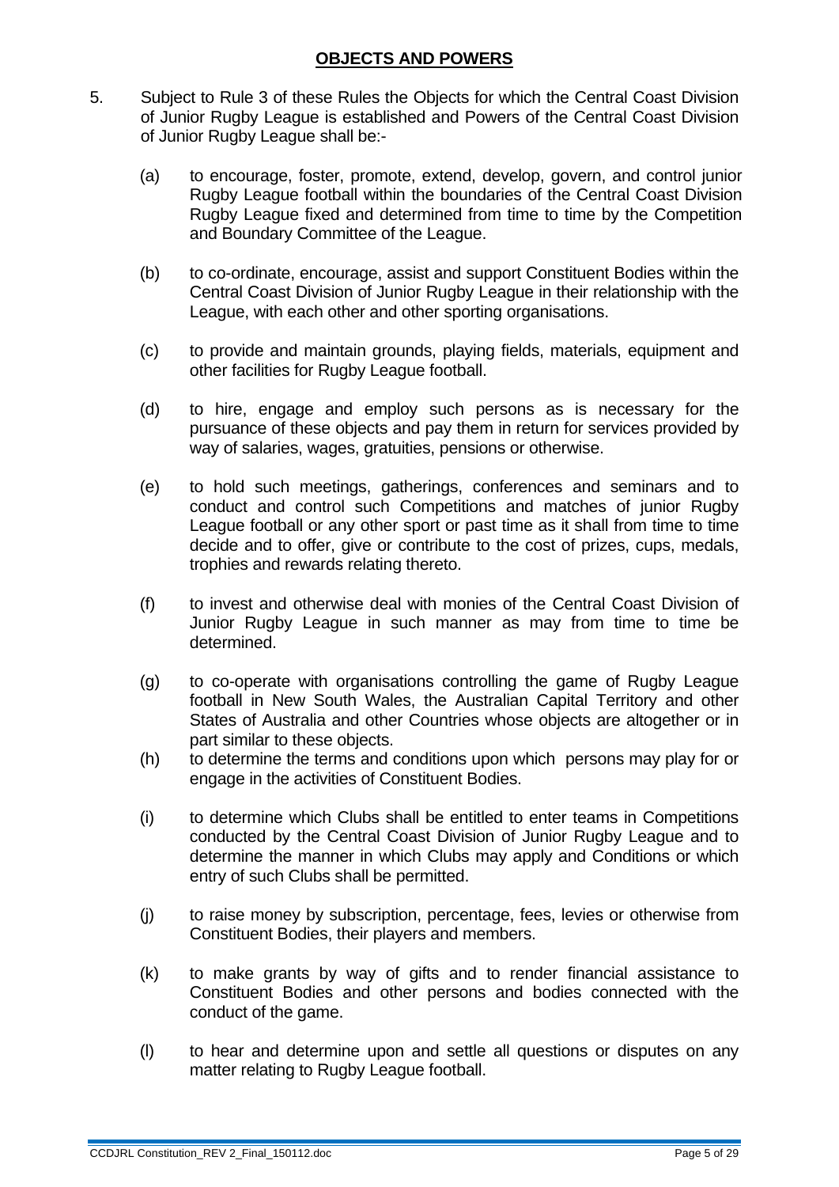## OBJECTS AND POWERS

5. Subject to Rule 3 of these Rules the Objects for which the Central Coast Division of Junior Rugby League is established and Powers of the Central Coast Division of Junior Rugby League shall be:-

   (a) to encourage, foster, promote, extend, develop, govern, and control junior Rugby League football within the boundaries of the Central Coast Division Rugby League fixed and determined from time to time by the Competition and Boundary Committee of the League.

   (b) to co-ordinate, encourage, assist and support Constituent Bodies within the Central Coast Division of Junior Rugby League in their relationship with the League, with each other and other sporting organisations.

   (c) to provide and maintain grounds, playing fields, materials, equipment and other facilities for Rugby League football.

   (d) to hire, engage and employ such persons as is necessary for the pursuance of these objects and pay them in return for services provided by way of salaries, wages, gratuities, pensions or otherwise.

   (e) to hold such meetings, gatherings, conferences and seminars and to conduct and control such Competitions and matches of junior Rugby League football or any other sport or past time as it shall from time to time decide and to offer, give or contribute to the cost of prizes, cups, medals, trophies and rewards relating thereto.

   (f) to invest and otherwise deal with monies of the Central Coast Division of Junior Rugby League in such manner as may from time to time be determined.

   (g) to co-operate with organisations controlling the game of Rugby League football in New South Wales, the Australian Capital Territory and other States of Australia and other Countries whose objects are altogether or in part similar to these objects.

   (h) to determine the terms and conditions upon which persons may play for or engage in the activities of Constituent Bodies.

   (i) to determine which Clubs shall be entitled to enter teams in Competitions conducted by the Central Coast Division of Junior Rugby League and to determine the manner in which Clubs may apply and Conditions or which entry of such Clubs shall be permitted.

   (j) to raise money by subscription, percentage, fees, levies or otherwise from Constituent Bodies, their players and members.

   (k) to make grants by way of gifts and to render financial assistance to Constituent Bodies and other persons and bodies connected with the conduct of the game.

   (l) to hear and determine upon and settle all questions or disputes on any matter relating to Rugby League football.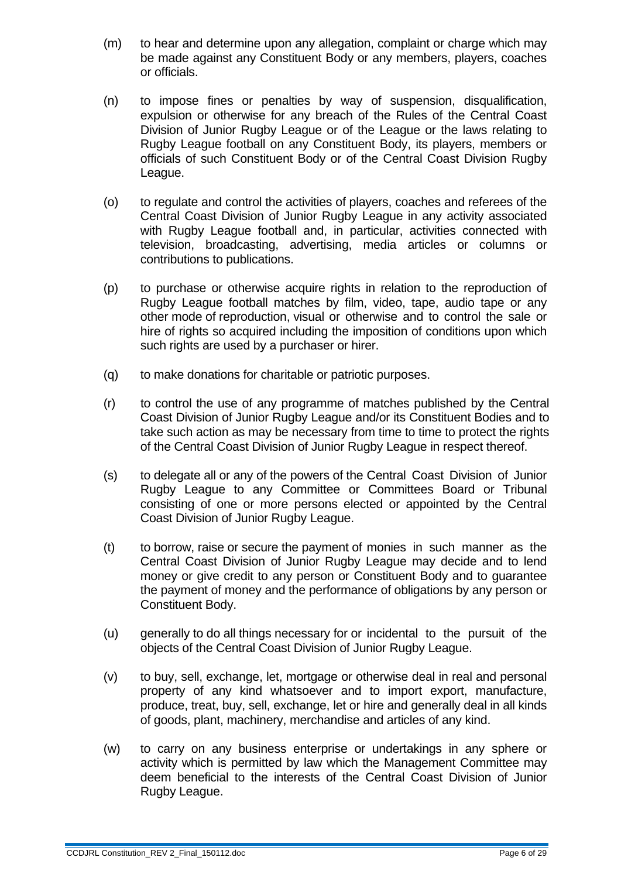(m) to hear and determine upon any allegation, complaint or charge which may be made against any Constituent Body or any members, players, coaches or officials.

(n) to impose fines or penalties by way of suspension, disqualification, expulsion or otherwise for any breach of the Rules of the Central Coast Division of Junior Rugby League or of the League or the laws relating to Rugby League football on any Constituent Body, its players, members or officials of such Constituent Body or of the Central Coast Division Rugby League.

(o) to regulate and control the activities of players, coaches and referees of the Central Coast Division of Junior Rugby League in any activity associated with Rugby League football and, in particular, activities connected with television, broadcasting, advertising, media articles or columns or contributions to publications.

(p) to purchase or otherwise acquire rights in relation to the reproduction of Rugby League football matches by film, video, tape, audio tape or any other mode of reproduction, visual or otherwise and to control the sale or hire of rights so acquired including the imposition of conditions upon which such rights are used by a purchaser or hirer.

(q) to make donations for charitable or patriotic purposes.

(r) to control the use of any programme of matches published by the Central Coast Division of Junior Rugby League and/or its Constituent Bodies and to take such action as may be necessary from time to time to protect the rights of the Central Coast Division of Junior Rugby League in respect thereof.

(s) to delegate all or any of the powers of the Central Coast Division of Junior Rugby League to any Committee or Committees Board or Tribunal consisting of one or more persons elected or appointed by the Central Coast Division of Junior Rugby League.

(t) to borrow, raise or secure the payment of monies in such manner as the Central Coast Division of Junior Rugby League may decide and to lend money or give credit to any person or Constituent Body and to guarantee the payment of money and the performance of obligations by any person or Constituent Body.

(u) generally to do all things necessary for or incidental to the pursuit of the objects of the Central Coast Division of Junior Rugby League.

(v) to buy, sell, exchange, let, mortgage or otherwise deal in real and personal property of any kind whatsoever and to import export, manufacture, produce, treat, buy, sell, exchange, let or hire and generally deal in all kinds of goods, plant, machinery, merchandise and articles of any kind.

(w) to carry on any business enterprise or undertakings in any sphere or activity which is permitted by law which the Management Committee may deem beneficial to the interests of the Central Coast Division of Junior Rugby League.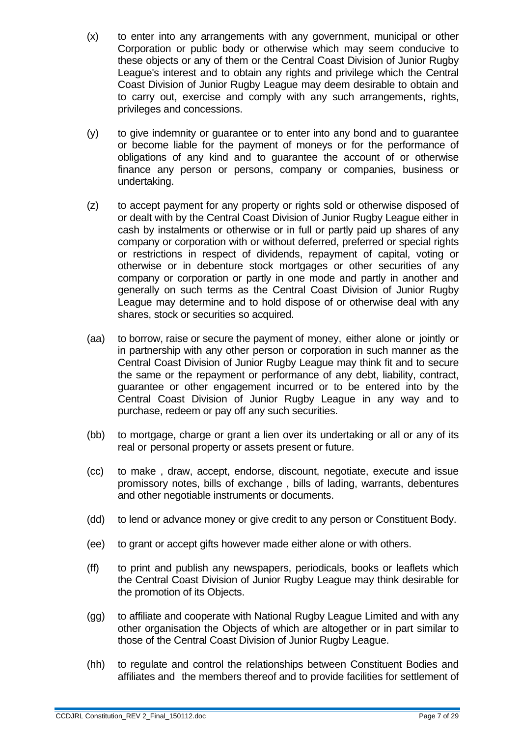(x) to enter into any arrangements with any government, municipal or other Corporation or public body or otherwise which may seem conducive to these objects or any of them or the Central Coast Division of Junior Rugby League's interest and to obtain any rights and privilege which the Central Coast Division of Junior Rugby League may deem desirable to obtain and to carry out, exercise and comply with any such arrangements, rights, privileges and concessions.

(y) to give indemnity or guarantee or to enter into any bond and to guarantee or become liable for the payment of moneys or for the performance of obligations of any kind and to guarantee the account of or otherwise finance any person or persons, company or companies, business or undertaking.

(z) to accept payment for any property or rights sold or otherwise disposed of or dealt with by the Central Coast Division of Junior Rugby League either in cash by instalments or otherwise or in full or partly paid up shares of any company or corporation with or without deferred, preferred or special rights or restrictions in respect of dividends, repayment of capital, voting or otherwise or in debenture stock mortgages or other securities of any company or corporation or partly in one mode and partly in another and generally on such terms as the Central Coast Division of Junior Rugby League may determine and to hold dispose of or otherwise deal with any shares, stock or securities so acquired.

(aa) to borrow, raise or secure the payment of money, either alone or jointly or in partnership with any other person or corporation in such manner as the Central Coast Division of Junior Rugby League may think fit and to secure the same or the repayment or performance of any debt, liability, contract, guarantee or other engagement incurred or to be entered into by the Central Coast Division of Junior Rugby League in any way and to purchase, redeem or pay off any such securities.

(bb) to mortgage, charge or grant a lien over its undertaking or all or any of its real or personal property or assets present or future.

(cc) to make , draw, accept, endorse, discount, negotiate, execute and issue promissory notes, bills of exchange , bills of lading, warrants, debentures and other negotiable instruments or documents.

(dd) to lend or advance money or give credit to any person or Constituent Body.

(ee) to grant or accept gifts however made either alone or with others.

(ff) to print and publish any newspapers, periodicals, books or leaflets which the Central Coast Division of Junior Rugby League may think desirable for the promotion of its Objects.

(gg) to affiliate and cooperate with National Rugby League Limited and with any other organisation the Objects of which are altogether or in part similar to those of the Central Coast Division of Junior Rugby League.

(hh) to regulate and control the relationships between Constituent Bodies and affiliates and the members thereof and to provide facilities for settlement of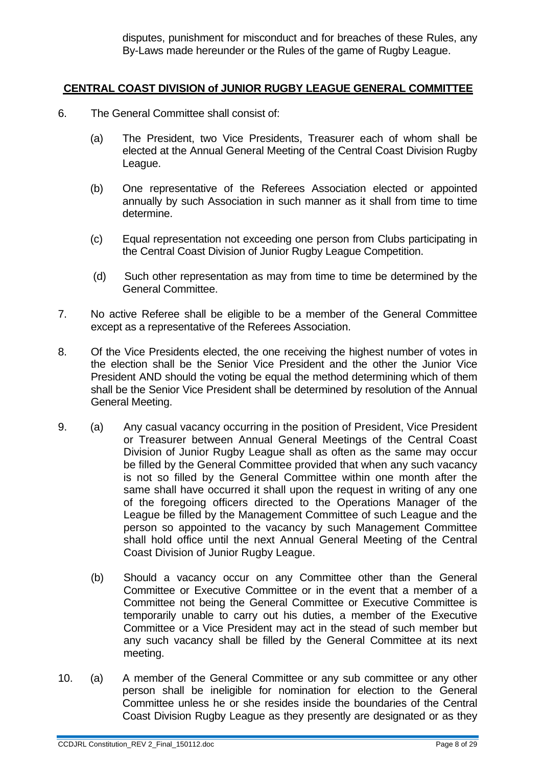disputes, punishment for misconduct and for breaches of these Rules, any By-Laws made hereunder or the Rules of the game of Rugby League.

## **CENTRAL COAST DIVISION of JUNIOR RUGBY LEAGUE GENERAL COMMITTEE**

6. The General Committee shall consist of:

   (a) The President, two Vice Presidents, Treasurer each of whom shall be elected at the Annual General Meeting of the Central Coast Division Rugby League.

   (b) One representative of the Referees Association elected or appointed annually by such Association in such manner as it shall from time to time determine.

   (c) Equal representation not exceeding one person from Clubs participating in the Central Coast Division of Junior Rugby League Competition.

   (d) Such other representation as may from time to time be determined by the General Committee.

7. No active Referee shall be eligible to be a member of the General Committee except as a representative of the Referees Association.

8. Of the Vice Presidents elected, the one receiving the highest number of votes in the election shall be the Senior Vice President and the other the Junior Vice President AND should the voting be equal the method determining which of them shall be the Senior Vice President shall be determined by resolution of the Annual General Meeting.

9. (a) Any casual vacancy occurring in the position of President, Vice President or Treasurer between Annual General Meetings of the Central Coast Division of Junior Rugby League shall as often as the same may occur be filled by the General Committee provided that when any such vacancy is not so filled by the General Committee within one month after the same shall have occurred it shall upon the request in writing of any one of the foregoing officers directed to the Operations Manager of the League be filled by the Management Committee of such League and the person so appointed to the vacancy by such Management Committee shall hold office until the next Annual General Meeting of the Central Coast Division of Junior Rugby League.

   (b) Should a vacancy occur on any Committee other than the General Committee or Executive Committee or in the event that a member of a Committee not being the General Committee or Executive Committee is temporarily unable to carry out his duties, a member of the Executive Committee or a Vice President may act in the stead of such member but any such vacancy shall be filled by the General Committee at its next meeting.

10. (a) A member of the General Committee or any sub committee or any other person shall be ineligible for nomination for election to the General Committee unless he or she resides inside the boundaries of the Central Coast Division Rugby League as they presently are designated or as they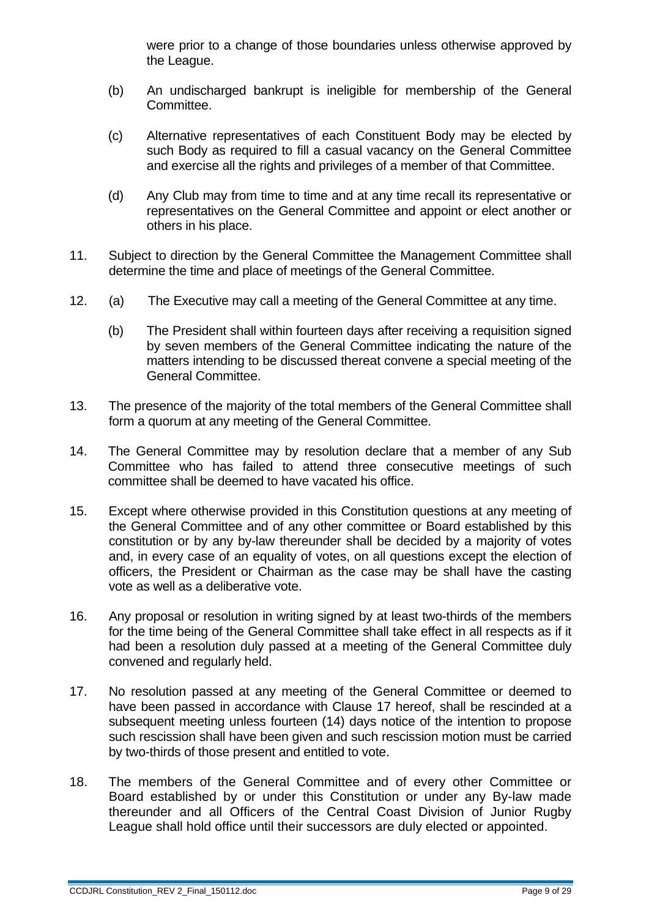were prior to a change of those boundaries unless otherwise approved by the League.

(b) An undischarged bankrupt is ineligible for membership of the General Committee.

(c) Alternative representatives of each Constituent Body may be elected by such Body as required to fill a casual vacancy on the General Committee and exercise all the rights and privileges of a member of that Committee.

(d) Any Club may from time to time and at any time recall its representative or representatives on the General Committee and appoint or elect another or others in his place.

11. Subject to direction by the General Committee the Management Committee shall determine the time and place of meetings of the General Committee.

12. (a) The Executive may call a meeting of the General Committee at any time.

    (b) The President shall within fourteen days after receiving a requisition signed by seven members of the General Committee indicating the nature of the matters intending to be discussed thereat convene a special meeting of the General Committee.

13. The presence of the majority of the total members of the General Committee shall form a quorum at any meeting of the General Committee.

14. The General Committee may by resolution declare that a member of any Sub Committee who has failed to attend three consecutive meetings of such committee shall be deemed to have vacated his office.

15. Except where otherwise provided in this Constitution questions at any meeting of the General Committee and of any other committee or Board established by this constitution or by any by-law thereunder shall be decided by a majority of votes and, in every case of an equality of votes, on all questions except the election of officers, the President or Chairman as the case may be shall have the casting vote as well as a deliberative vote.

16. Any proposal or resolution in writing signed by at least two-thirds of the members for the time being of the General Committee shall take effect in all respects as if it had been a resolution duly passed at a meeting of the General Committee duly convened and regularly held.

17. No resolution passed at any meeting of the General Committee or deemed to have been passed in accordance with Clause 17 hereof, shall be rescinded at a subsequent meeting unless fourteen (14) days notice of the intention to propose such rescission shall have been given and such rescission motion must be carried by two-thirds of those present and entitled to vote.

18. The members of the General Committee and of every other Committee or Board established by or under this Constitution or under any By-law made thereunder and all Officers of the Central Coast Division of Junior Rugby League shall hold office until their successors are duly elected or appointed.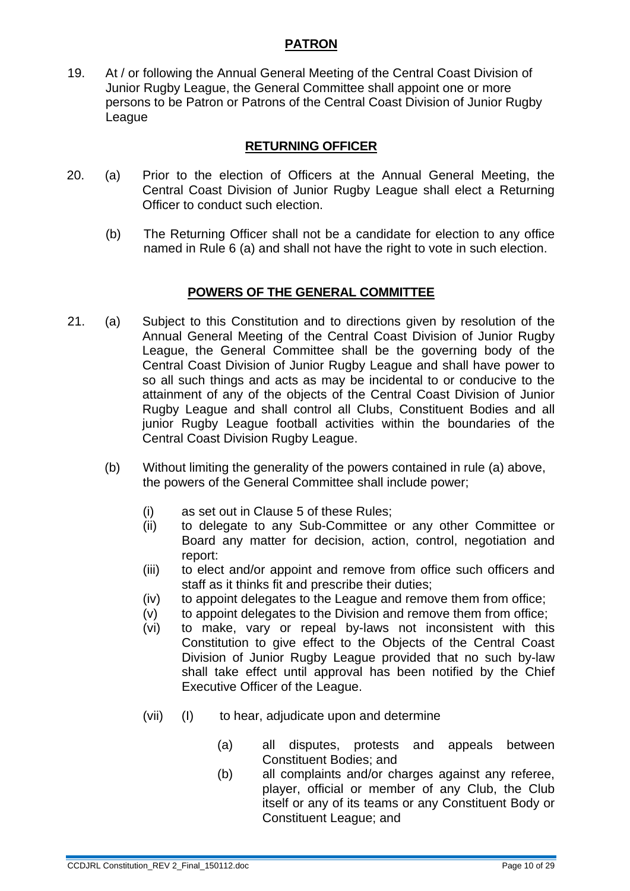## PATRON

19. At / or following the Annual General Meeting of the Central Coast Division of Junior Rugby League, the General Committee shall appoint one or more persons to be Patron or Patrons of the Central Coast Division of Junior Rugby League

## RETURNING OFFICER

20. (a) Prior to the election of Officers at the Annual General Meeting, the Central Coast Division of Junior Rugby League shall elect a Returning Officer to conduct such election.

    (b) The Returning Officer shall not be a candidate for election to any office named in Rule 6 (a) and shall not have the right to vote in such election.

## POWERS OF THE GENERAL COMMITTEE

21. (a) Subject to this Constitution and to directions given by resolution of the Annual General Meeting of the Central Coast Division of Junior Rugby League, the General Committee shall be the governing body of the Central Coast Division of Junior Rugby League and shall have power to so all such things and acts as may be incidental to or conducive to the attainment of any of the objects of the Central Coast Division of Junior Rugby League and shall control all Clubs, Constituent Bodies and all junior Rugby League football activities within the boundaries of the Central Coast Division Rugby League.

    (b) Without limiting the generality of the powers contained in rule (a) above, the powers of the General Committee shall include power;

    (i) as set out in Clause 5 of these Rules;

    (ii) to delegate to any Sub-Committee or any other Committee or Board any matter for decision, action, control, negotiation and report:

    (iii) to elect and/or appoint and remove from office such officers and staff as it thinks fit and prescribe their duties;

    (iv) to appoint delegates to the League and remove them from office;

    (v) to appoint delegates to the Division and remove them from office;

    (vi) to make, vary or repeal by-laws not inconsistent with this Constitution to give effect to the Objects of the Central Coast Division of Junior Rugby League provided that no such by-law shall take effect until approval has been notified by the Chief Executive Officer of the League.

    (vii) (I) to hear, adjudicate upon and determine

    (a) all disputes, protests and appeals between Constituent Bodies; and

    (b) all complaints and/or charges against any referee, player, official or member of any Club, the Club itself or any of its teams or any Constituent Body or Constituent League; and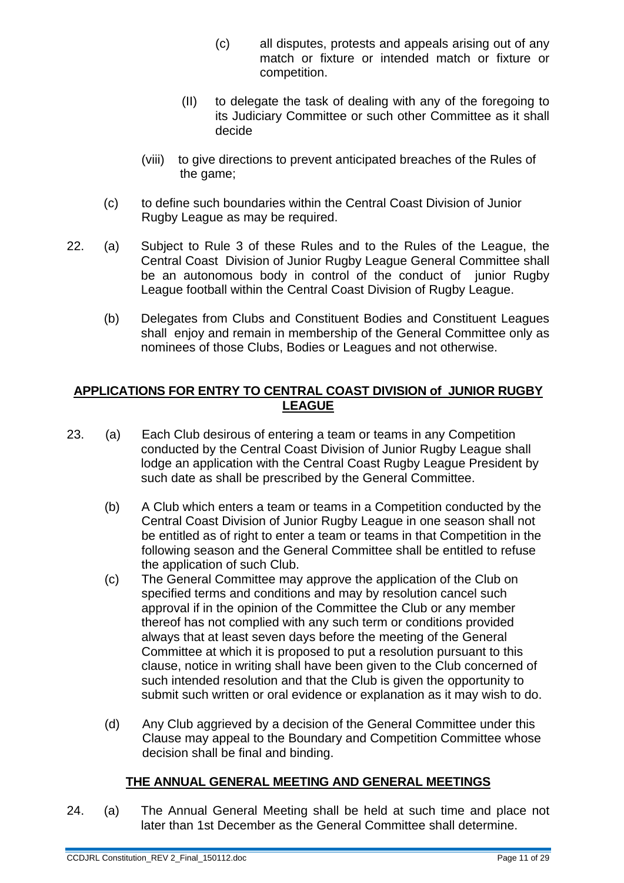(c) all disputes, protests and appeals arising out of any match or fixture or intended match or fixture or competition.

(II) to delegate the task of dealing with any of the foregoing to its Judiciary Committee or such other Committee as it shall decide

(viii) to give directions to prevent anticipated breaches of the Rules of the game;

(c) to define such boundaries within the Central Coast Division of Junior Rugby League as may be required.

22. (a) Subject to Rule 3 of these Rules and to the Rules of the League, the Central Coast Division of Junior Rugby League General Committee shall be an autonomous body in control of the conduct of junior Rugby League football within the Central Coast Division of Rugby League.

(b) Delegates from Clubs and Constituent Bodies and Constituent Leagues shall enjoy and remain in membership of the General Committee only as nominees of those Clubs, Bodies or Leagues and not otherwise.

## APPLICATIONS FOR ENTRY TO CENTRAL COAST DIVISION of JUNIOR RUGBY LEAGUE

23. (a) Each Club desirous of entering a team or teams in any Competition conducted by the Central Coast Division of Junior Rugby League shall lodge an application with the Central Coast Rugby League President by such date as shall be prescribed by the General Committee.

(b) A Club which enters a team or teams in a Competition conducted by the Central Coast Division of Junior Rugby League in one season shall not be entitled as of right to enter a team or teams in that Competition in the following season and the General Committee shall be entitled to refuse the application of such Club.

(c) The General Committee may approve the application of the Club on specified terms and conditions and may by resolution cancel such approval if in the opinion of the Committee the Club or any member thereof has not complied with any such term or conditions provided always that at least seven days before the meeting of the General Committee at which it is proposed to put a resolution pursuant to this clause, notice in writing shall have been given to the Club concerned of such intended resolution and that the Club is given the opportunity to submit such written or oral evidence or explanation as it may wish to do.

(d) Any Club aggrieved by a decision of the General Committee under this Clause may appeal to the Boundary and Competition Committee whose decision shall be final and binding.

## THE ANNUAL GENERAL MEETING AND GENERAL MEETINGS

24. (a) The Annual General Meeting shall be held at such time and place not later than 1st December as the General Committee shall determine.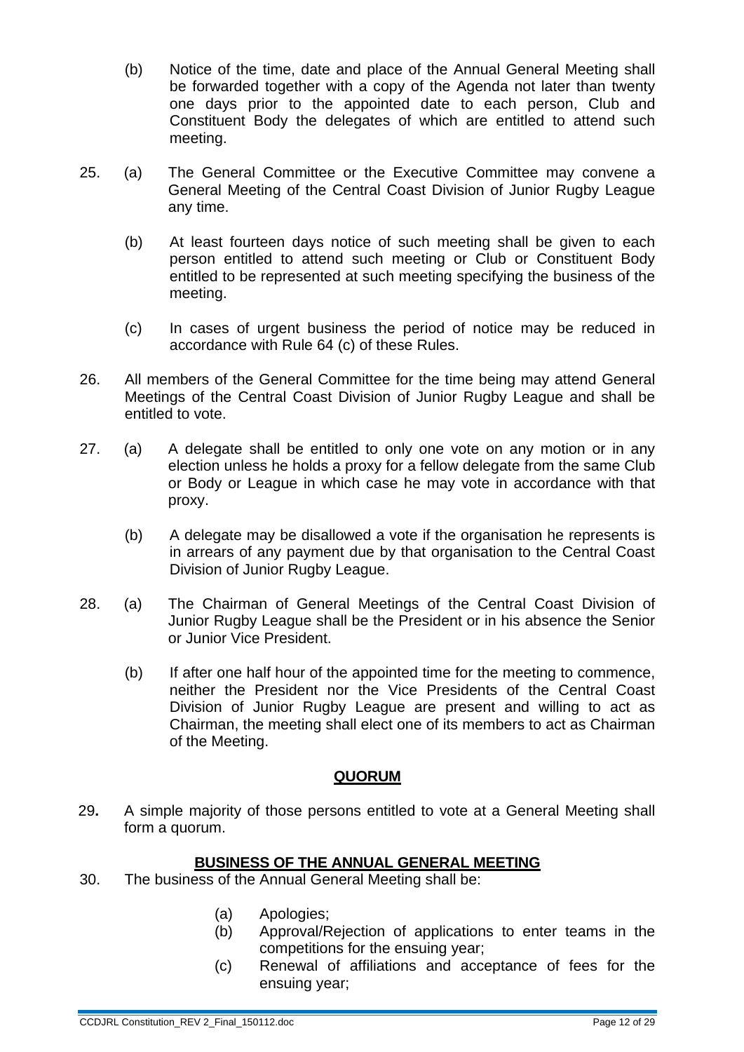(b) Notice of the time, date and place of the Annual General Meeting shall be forwarded together with a copy of the Agenda not later than twenty one days prior to the appointed date to each person, Club and Constituent Body the delegates of which are entitled to attend such meeting.

25. (a) The General Committee or the Executive Committee may convene a General Meeting of the Central Coast Division of Junior Rugby League any time.

(b) At least fourteen days notice of such meeting shall be given to each person entitled to attend such meeting or Club or Constituent Body entitled to be represented at such meeting specifying the business of the meeting.

(c) In cases of urgent business the period of notice may be reduced in accordance with Rule 64 (c) of these Rules.

26. All members of the General Committee for the time being may attend General Meetings of the Central Coast Division of Junior Rugby League and shall be entitled to vote.

27. (a) A delegate shall be entitled to only one vote on any motion or in any election unless he holds a proxy for a fellow delegate from the same Club or Body or League in which case he may vote in accordance with that proxy.

(b) A delegate may be disallowed a vote if the organisation he represents is in arrears of any payment due by that organisation to the Central Coast Division of Junior Rugby League.

28. (a) The Chairman of General Meetings of the Central Coast Division of Junior Rugby League shall be the President or in his absence the Senior or Junior Vice President.

(b) If after one half hour of the appointed time for the meeting to commence, neither the President nor the Vice Presidents of the Central Coast Division of Junior Rugby League are present and willing to act as Chairman, the meeting shall elect one of its members to act as Chairman of the Meeting.

## QUORUM

29. A simple majority of those persons entitled to vote at a General Meeting shall form a quorum.

## BUSINESS OF THE ANNUAL GENERAL MEETING

30. The business of the Annual General Meeting shall be:

(a) Apologies;
(b) Approval/Rejection of applications to enter teams in the competitions for the ensuing year;
(c) Renewal of affiliations and acceptance of fees for the ensuing year;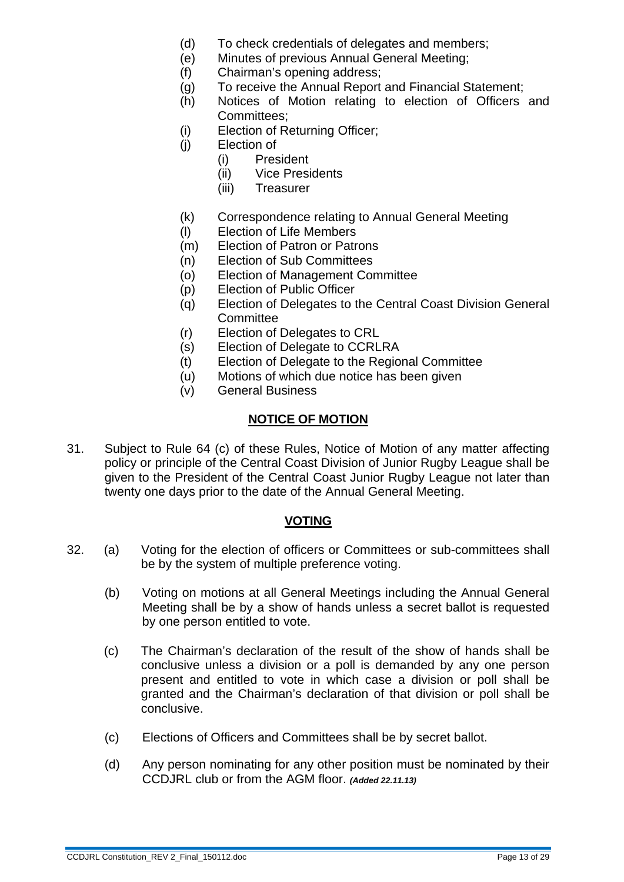(d) To check credentials of delegates and members;
(e) Minutes of previous Annual General Meeting;
(f) Chairman's opening address;
(g) To receive the Annual Report and Financial Statement;
(h) Notices of Motion relating to election of Officers and Committees;
(i) Election of Returning Officer;
(j) Election of
    (i) President
    (ii) Vice Presidents
    (iii) Treasurer

(k) Correspondence relating to Annual General Meeting
(l) Election of Life Members
(m) Election of Patron or Patrons
(n) Election of Sub Committees
(o) Election of Management Committee
(p) Election of Public Officer
(q) Election of Delegates to the Central Coast Division General Committee
(r) Election of Delegates to CRL
(s) Election of Delegate to CCRLRA
(t) Election of Delegate to the Regional Committee
(u) Motions of which due notice has been given
(v) General Business

## NOTICE OF MOTION

31. Subject to Rule 64 (c) of these Rules, Notice of Motion of any matter affecting policy or principle of the Central Coast Division of Junior Rugby League shall be given to the President of the Central Coast Junior Rugby League not later than twenty one days prior to the date of the Annual General Meeting.

## VOTING

32. (a) Voting for the election of officers or Committees or sub-committees shall be by the system of multiple preference voting.

    (b) Voting on motions at all General Meetings including the Annual General Meeting shall be by a show of hands unless a secret ballot is requested by one person entitled to vote.

    (c) The Chairman's declaration of the result of the show of hands shall be conclusive unless a division or a poll is demanded by any one person present and entitled to vote in which case a division or poll shall be granted and the Chairman's declaration of that division or poll shall be conclusive.

    (c) Elections of Officers and Committees shall be by secret ballot.

    (d) Any person nominating for any other position must be nominated by their CCDJRL club or from the AGM floor. ***(Added 22.11.13)***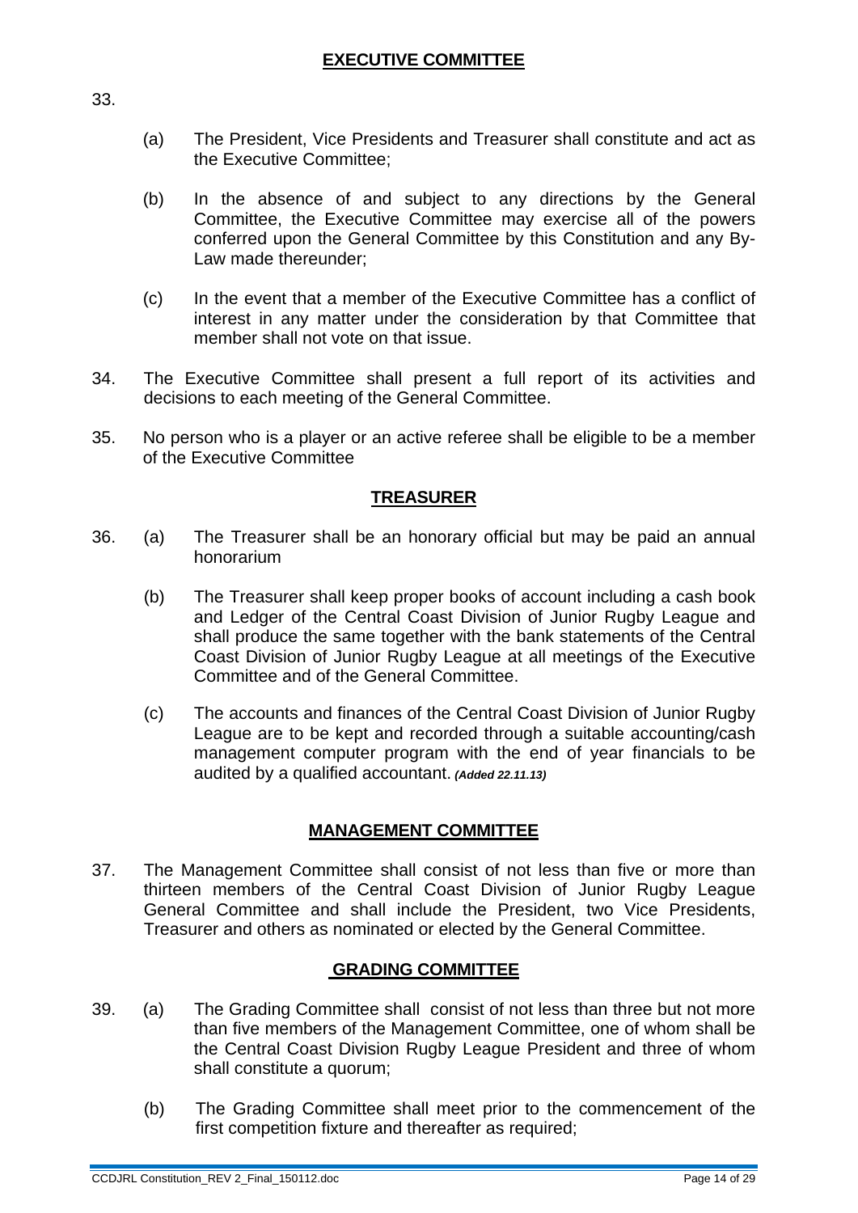## EXECUTIVE COMMITTEE

33.

(a) The President, Vice Presidents and Treasurer shall constitute and act as the Executive Committee;

(b) In the absence of and subject to any directions by the General Committee, the Executive Committee may exercise all of the powers conferred upon the General Committee by this Constitution and any By-Law made thereunder;

(c) In the event that a member of the Executive Committee has a conflict of interest in any matter under the consideration by that Committee that member shall not vote on that issue.

34. The Executive Committee shall present a full report of its activities and decisions to each meeting of the General Committee.

35. No person who is a player or an active referee shall be eligible to be a member of the Executive Committee

## TREASURER

36. (a) The Treasurer shall be an honorary official but may be paid an annual honorarium

(b) The Treasurer shall keep proper books of account including a cash book and Ledger of the Central Coast Division of Junior Rugby League and shall produce the same together with the bank statements of the Central Coast Division of Junior Rugby League at all meetings of the Executive Committee and of the General Committee.

(c) The accounts and finances of the Central Coast Division of Junior Rugby League are to be kept and recorded through a suitable accounting/cash management computer program with the end of year financials to be audited by a qualified accountant. ***(Added 22.11.13)***

## MANAGEMENT COMMITTEE

37. The Management Committee shall consist of not less than five or more than thirteen members of the Central Coast Division of Junior Rugby League General Committee and shall include the President, two Vice Presidents, Treasurer and others as nominated or elected by the General Committee.

## GRADING COMMITTEE

39. (a) The Grading Committee shall consist of not less than three but not more than five members of the Management Committee, one of whom shall be the Central Coast Division Rugby League President and three of whom shall constitute a quorum;

(b) The Grading Committee shall meet prior to the commencement of the first competition fixture and thereafter as required;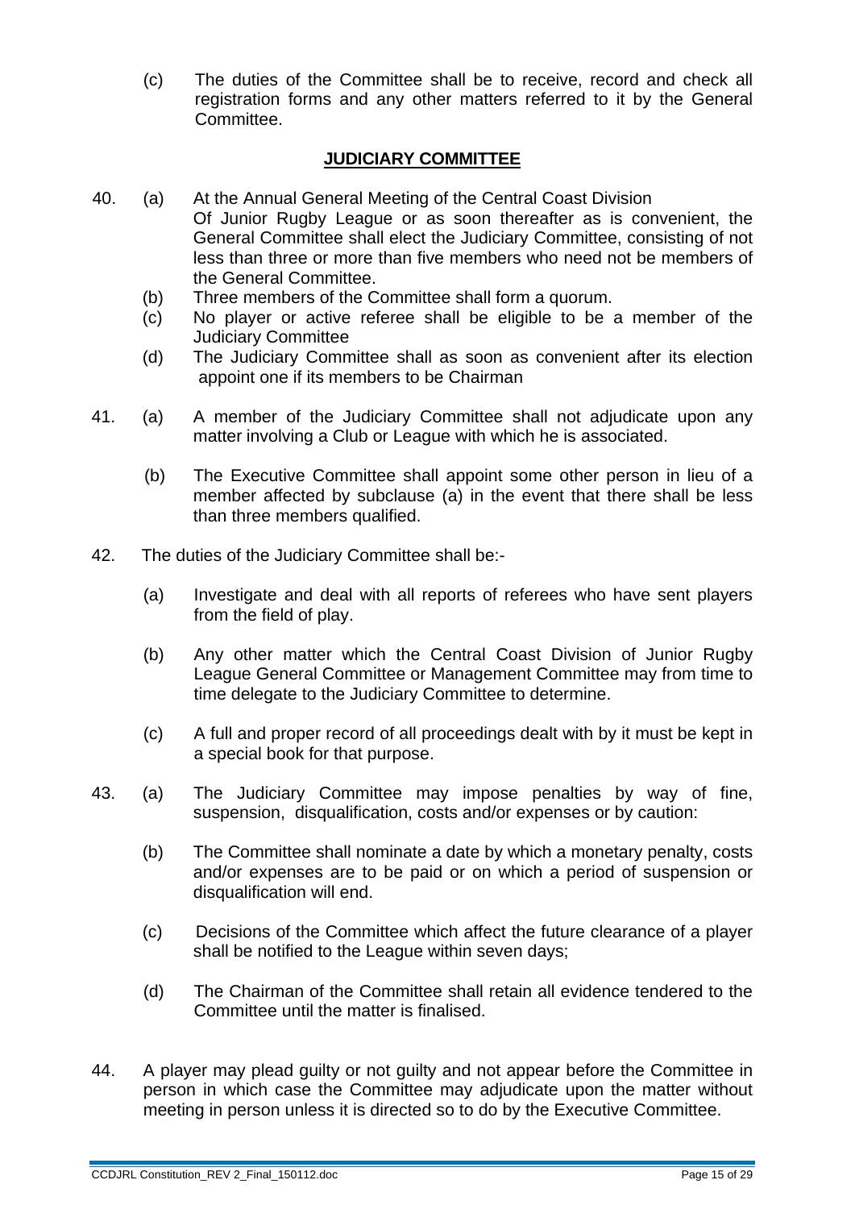(c) The duties of the Committee shall be to receive, record and check all registration forms and any other matters referred to it by the General Committee.

## JUDICIARY COMMITTEE

40. (a) At the Annual General Meeting of the Central Coast Division Of Junior Rugby League or as soon thereafter as is convenient, the General Committee shall elect the Judiciary Committee, consisting of not less than three or more than five members who need not be members of the General Committee.
    (b) Three members of the Committee shall form a quorum.
    (c) No player or active referee shall be eligible to be a member of the Judiciary Committee
    (d) The Judiciary Committee shall as soon as convenient after its election appoint one if its members to be Chairman

41. (a) A member of the Judiciary Committee shall not adjudicate upon any matter involving a Club or League with which he is associated.

    (b) The Executive Committee shall appoint some other person in lieu of a member affected by subclause (a) in the event that there shall be less than three members qualified.

42. The duties of the Judiciary Committee shall be:-

    (a) Investigate and deal with all reports of referees who have sent players from the field of play.

    (b) Any other matter which the Central Coast Division of Junior Rugby League General Committee or Management Committee may from time to time delegate to the Judiciary Committee to determine.

    (c) A full and proper record of all proceedings dealt with by it must be kept in a special book for that purpose.

43. (a) The Judiciary Committee may impose penalties by way of fine, suspension, disqualification, costs and/or expenses or by caution:

    (b) The Committee shall nominate a date by which a monetary penalty, costs and/or expenses are to be paid or on which a period of suspension or disqualification will end.

    (c) Decisions of the Committee which affect the future clearance of a player shall be notified to the League within seven days;

    (d) The Chairman of the Committee shall retain all evidence tendered to the Committee until the matter is finalised.

44. A player may plead guilty or not guilty and not appear before the Committee in person in which case the Committee may adjudicate upon the matter without meeting in person unless it is directed so to do by the Executive Committee.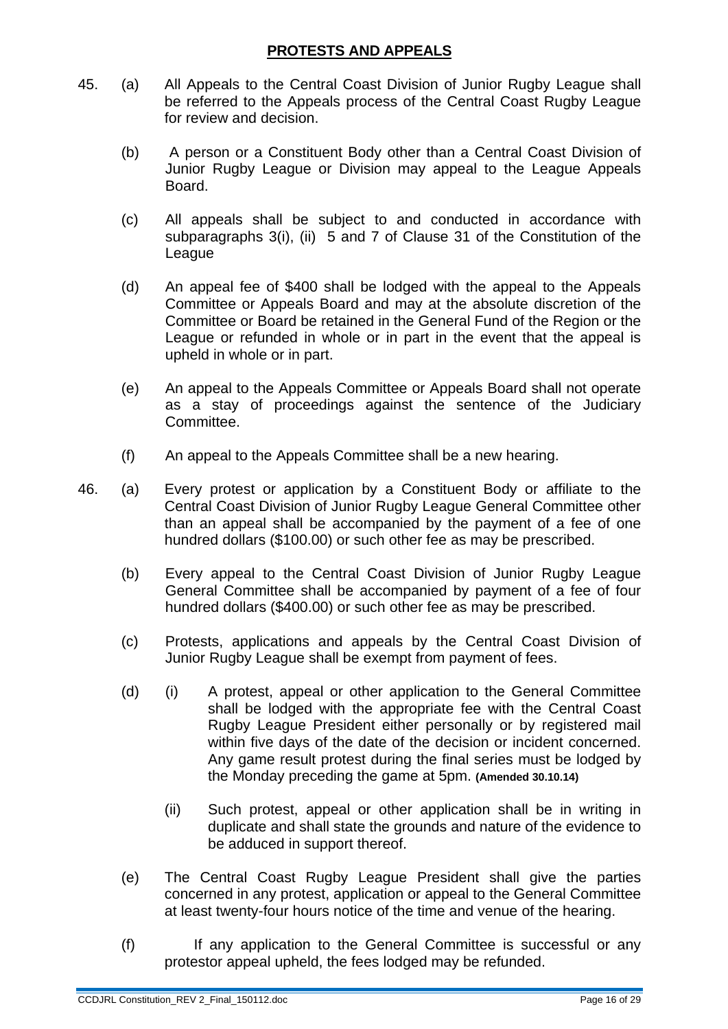## PROTESTS AND APPEALS

45. (a) All Appeals to the Central Coast Division of Junior Rugby League shall be referred to the Appeals process of the Central Coast Rugby League for review and decision.

    (b) A person or a Constituent Body other than a Central Coast Division of Junior Rugby League or Division may appeal to the League Appeals Board.

    (c) All appeals shall be subject to and conducted in accordance with subparagraphs 3(i), (ii) 5 and 7 of Clause 31 of the Constitution of the League

    (d) An appeal fee of $400 shall be lodged with the appeal to the Appeals Committee or Appeals Board and may at the absolute discretion of the Committee or Board be retained in the General Fund of the Region or the League or refunded in whole or in part in the event that the appeal is upheld in whole or in part.

    (e) An appeal to the Appeals Committee or Appeals Board shall not operate as a stay of proceedings against the sentence of the Judiciary Committee.

    (f) An appeal to the Appeals Committee shall be a new hearing.

46. (a) Every protest or application by a Constituent Body or affiliate to the Central Coast Division of Junior Rugby League General Committee other than an appeal shall be accompanied by the payment of a fee of one hundred dollars ($100.00) or such other fee as may be prescribed.

    (b) Every appeal to the Central Coast Division of Junior Rugby League General Committee shall be accompanied by payment of a fee of four hundred dollars ($400.00) or such other fee as may be prescribed.

    (c) Protests, applications and appeals by the Central Coast Division of Junior Rugby League shall be exempt from payment of fees.

    (d) (i) A protest, appeal or other application to the General Committee shall be lodged with the appropriate fee with the Central Coast Rugby League President either personally or by registered mail within five days of the date of the decision or incident concerned. Any game result protest during the final series must be lodged by the Monday preceding the game at 5pm. **(Amended 30.10.14)**

        (ii) Such protest, appeal or other application shall be in writing in duplicate and shall state the grounds and nature of the evidence to be adduced in support thereof.

    (e) The Central Coast Rugby League President shall give the parties concerned in any protest, application or appeal to the General Committee at least twenty-four hours notice of the time and venue of the hearing.

    (f) If any application to the General Committee is successful or any protestor appeal upheld, the fees lodged may be refunded.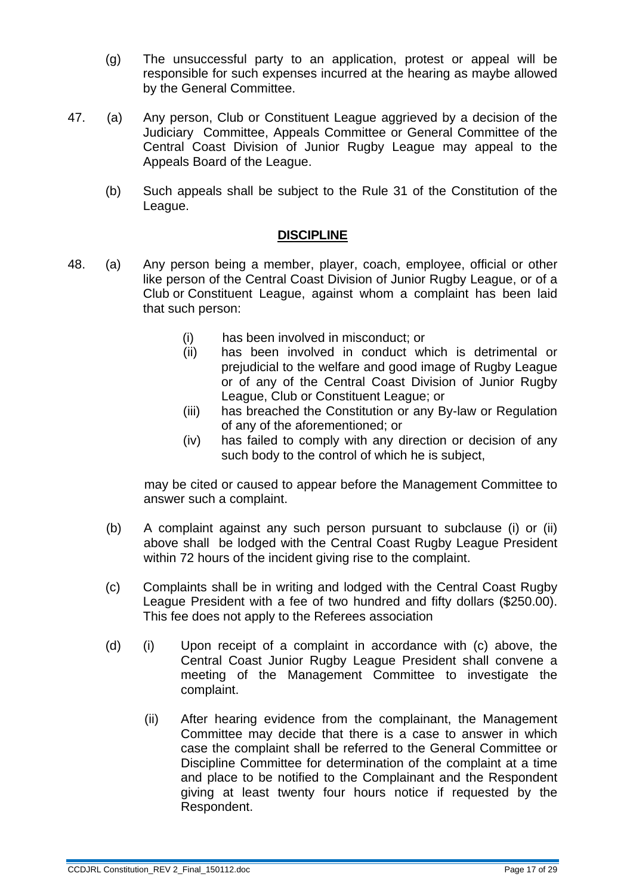(g) The unsuccessful party to an application, protest or appeal will be responsible for such expenses incurred at the hearing as maybe allowed by the General Committee.

47. (a) Any person, Club or Constituent League aggrieved by a decision of the Judiciary Committee, Appeals Committee or General Committee of the Central Coast Division of Junior Rugby League may appeal to the Appeals Board of the League.

(b) Such appeals shall be subject to the Rule 31 of the Constitution of the League.

## DISCIPLINE

48. (a) Any person being a member, player, coach, employee, official or other like person of the Central Coast Division of Junior Rugby League, or of a Club or Constituent League, against whom a complaint has been laid that such person:

(i) has been involved in misconduct; or
(ii) has been involved in conduct which is detrimental or prejudicial to the welfare and good image of Rugby League or of any of the Central Coast Division of Junior Rugby League, Club or Constituent League; or
(iii) has breached the Constitution or any By-law or Regulation of any of the aforementioned; or
(iv) has failed to comply with any direction or decision of any such body to the control of which he is subject,

may be cited or caused to appear before the Management Committee to answer such a complaint.

(b) A complaint against any such person pursuant to subclause (i) or (ii) above shall be lodged with the Central Coast Rugby League President within 72 hours of the incident giving rise to the complaint.

(c) Complaints shall be in writing and lodged with the Central Coast Rugby League President with a fee of two hundred and fifty dollars ($250.00). This fee does not apply to the Referees association

(d) (i) Upon receipt of a complaint in accordance with (c) above, the Central Coast Junior Rugby League President shall convene a meeting of the Management Committee to investigate the complaint.

(ii) After hearing evidence from the complainant, the Management Committee may decide that there is a case to answer in which case the complaint shall be referred to the General Committee or Discipline Committee for determination of the complaint at a time and place to be notified to the Complainant and the Respondent giving at least twenty four hours notice if requested by the Respondent.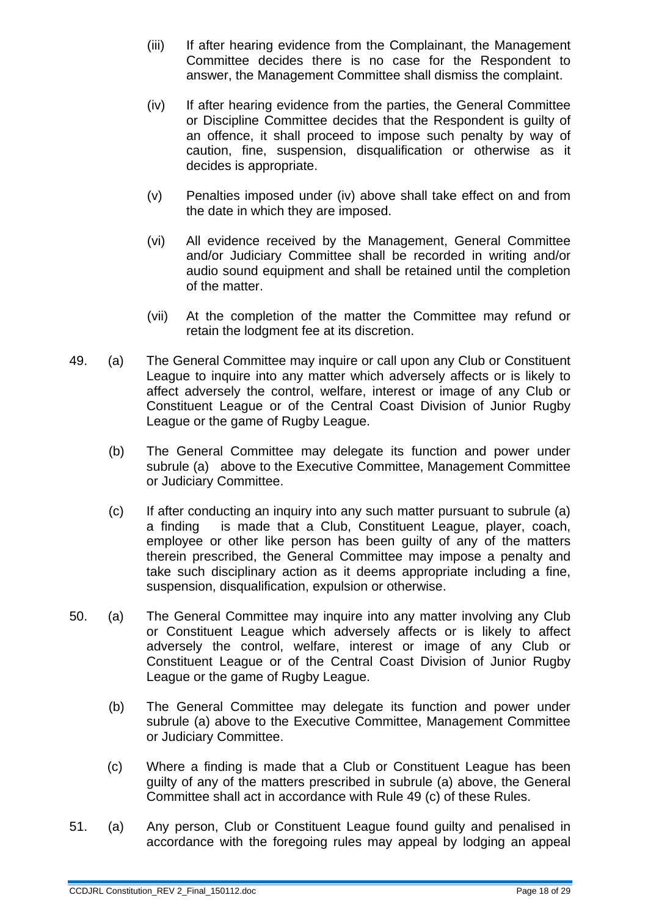(iii) If after hearing evidence from the Complainant, the Management Committee decides there is no case for the Respondent to answer, the Management Committee shall dismiss the complaint.

(iv) If after hearing evidence from the parties, the General Committee or Discipline Committee decides that the Respondent is guilty of an offence, it shall proceed to impose such penalty by way of caution, fine, suspension, disqualification or otherwise as it decides is appropriate.

(v) Penalties imposed under (iv) above shall take effect on and from the date in which they are imposed.

(vi) All evidence received by the Management, General Committee and/or Judiciary Committee shall be recorded in writing and/or audio sound equipment and shall be retained until the completion of the matter.

(vii) At the completion of the matter the Committee may refund or retain the lodgment fee at its discretion.

49. (a) The General Committee may inquire or call upon any Club or Constituent League to inquire into any matter which adversely affects or is likely to affect adversely the control, welfare, interest or image of any Club or Constituent League or of the Central Coast Division of Junior Rugby League or the game of Rugby League.

(b) The General Committee may delegate its function and power under subrule (a) above to the Executive Committee, Management Committee or Judiciary Committee.

(c) If after conducting an inquiry into any such matter pursuant to subrule (a) a finding is made that a Club, Constituent League, player, coach, employee or other like person has been guilty of any of the matters therein prescribed, the General Committee may impose a penalty and take such disciplinary action as it deems appropriate including a fine, suspension, disqualification, expulsion or otherwise.

50. (a) The General Committee may inquire into any matter involving any Club or Constituent League which adversely affects or is likely to affect adversely the control, welfare, interest or image of any Club or Constituent League or of the Central Coast Division of Junior Rugby League or the game of Rugby League.

(b) The General Committee may delegate its function and power under subrule (a) above to the Executive Committee, Management Committee or Judiciary Committee.

(c) Where a finding is made that a Club or Constituent League has been guilty of any of the matters prescribed in subrule (a) above, the General Committee shall act in accordance with Rule 49 (c) of these Rules.

51. (a) Any person, Club or Constituent League found guilty and penalised in accordance with the foregoing rules may appeal by lodging an appeal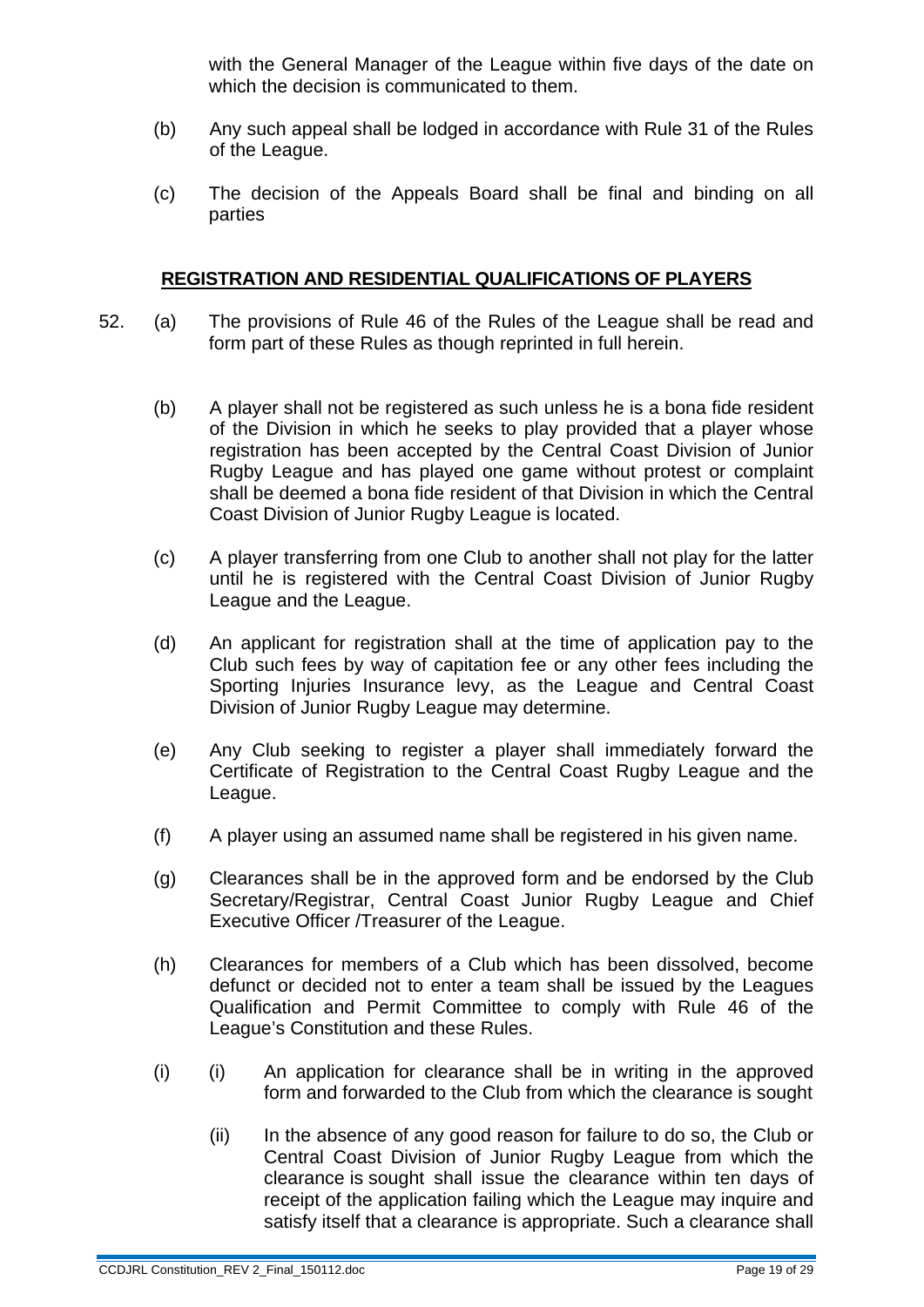with the General Manager of the League within five days of the date on which the decision is communicated to them.

(b) Any such appeal shall be lodged in accordance with Rule 31 of the Rules of the League.

(c) The decision of the Appeals Board shall be final and binding on all parties

## REGISTRATION AND RESIDENTIAL QUALIFICATIONS OF PLAYERS

52. (a) The provisions of Rule 46 of the Rules of the League shall be read and form part of these Rules as though reprinted in full herein.

(b) A player shall not be registered as such unless he is a bona fide resident of the Division in which he seeks to play provided that a player whose registration has been accepted by the Central Coast Division of Junior Rugby League and has played one game without protest or complaint shall be deemed a bona fide resident of that Division in which the Central Coast Division of Junior Rugby League is located.

(c) A player transferring from one Club to another shall not play for the latter until he is registered with the Central Coast Division of Junior Rugby League and the League.

(d) An applicant for registration shall at the time of application pay to the Club such fees by way of capitation fee or any other fees including the Sporting Injuries Insurance levy, as the League and Central Coast Division of Junior Rugby League may determine.

(e) Any Club seeking to register a player shall immediately forward the Certificate of Registration to the Central Coast Rugby League and the League.

(f) A player using an assumed name shall be registered in his given name.

(g) Clearances shall be in the approved form and be endorsed by the Club Secretary/Registrar, Central Coast Junior Rugby League and Chief Executive Officer /Treasurer of the League.

(h) Clearances for members of a Club which has been dissolved, become defunct or decided not to enter a team shall be issued by the Leagues Qualification and Permit Committee to comply with Rule 46 of the League's Constitution and these Rules.

(i) (i) An application for clearance shall be in writing in the approved form and forwarded to the Club from which the clearance is sought

(ii) In the absence of any good reason for failure to do so, the Club or Central Coast Division of Junior Rugby League from which the clearance is sought shall issue the clearance within ten days of receipt of the application failing which the League may inquire and satisfy itself that a clearance is appropriate. Such a clearance shall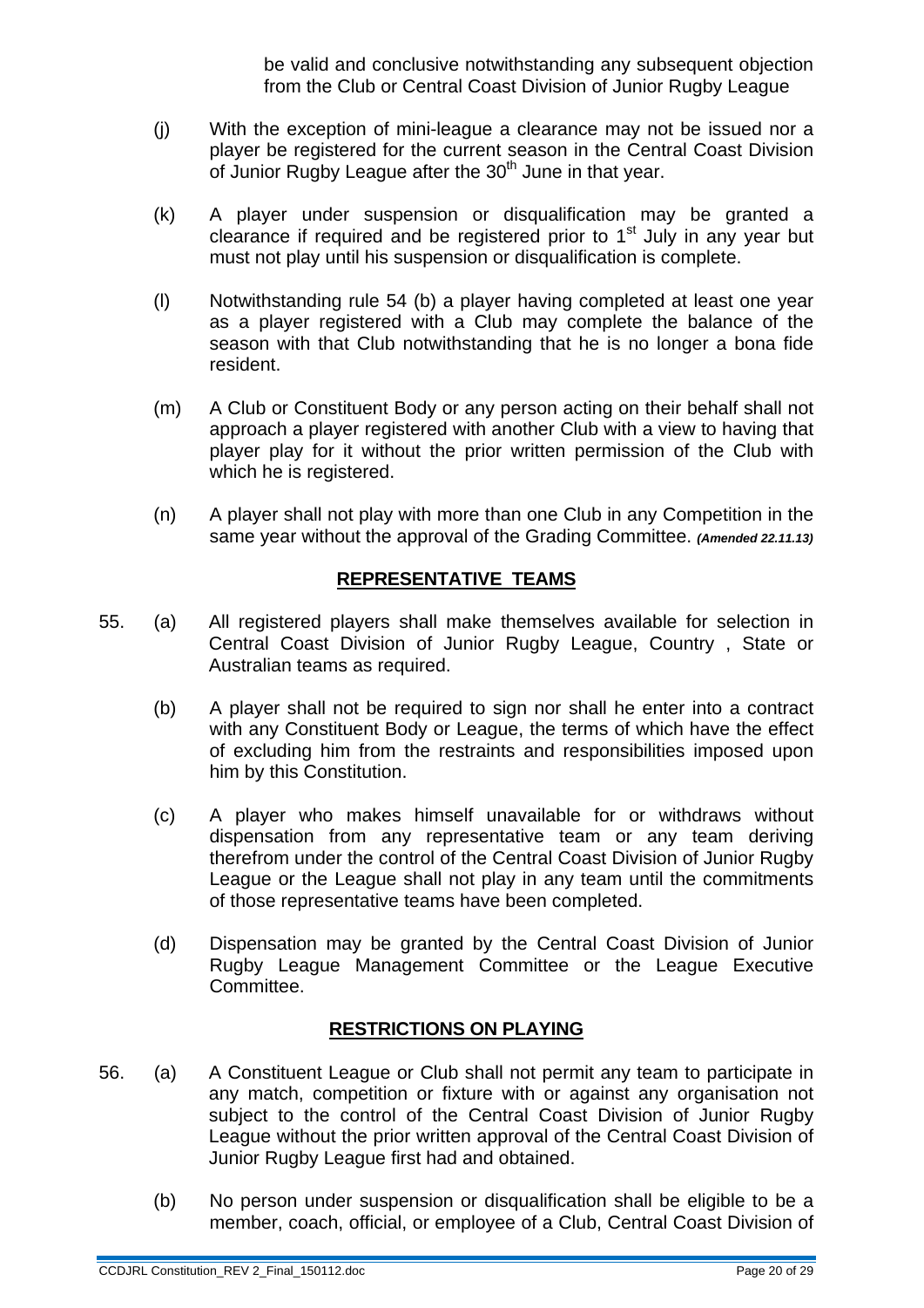be valid and conclusive notwithstanding any subsequent objection from the Club or Central Coast Division of Junior Rugby League

(j) With the exception of mini-league a clearance may not be issued nor a player be registered for the current season in the Central Coast Division of Junior Rugby League after the 30th June in that year.

(k) A player under suspension or disqualification may be granted a clearance if required and be registered prior to 1st July in any year but must not play until his suspension or disqualification is complete.

(l) Notwithstanding rule 54 (b) a player having completed at least one year as a player registered with a Club may complete the balance of the season with that Club notwithstanding that he is no longer a bona fide resident.

(m) A Club or Constituent Body or any person acting on their behalf shall not approach a player registered with another Club with a view to having that player play for it without the prior written permission of the Club with which he is registered.

(n) A player shall not play with more than one Club in any Competition in the same year without the approval of the Grading Committee. ***(Amended 22.11.13)***

## REPRESENTATIVE TEAMS

55. (a) All registered players shall make themselves available for selection in Central Coast Division of Junior Rugby League, Country , State or Australian teams as required.

(b) A player shall not be required to sign nor shall he enter into a contract with any Constituent Body or League, the terms of which have the effect of excluding him from the restraints and responsibilities imposed upon him by this Constitution.

(c) A player who makes himself unavailable for or withdraws without dispensation from any representative team or any team deriving therefrom under the control of the Central Coast Division of Junior Rugby League or the League shall not play in any team until the commitments of those representative teams have been completed.

(d) Dispensation may be granted by the Central Coast Division of Junior Rugby League Management Committee or the League Executive Committee.

## RESTRICTIONS ON PLAYING

56. (a) A Constituent League or Club shall not permit any team to participate in any match, competition or fixture with or against any organisation not subject to the control of the Central Coast Division of Junior Rugby League without the prior written approval of the Central Coast Division of Junior Rugby League first had and obtained.

(b) No person under suspension or disqualification shall be eligible to be a member, coach, official, or employee of a Club, Central Coast Division of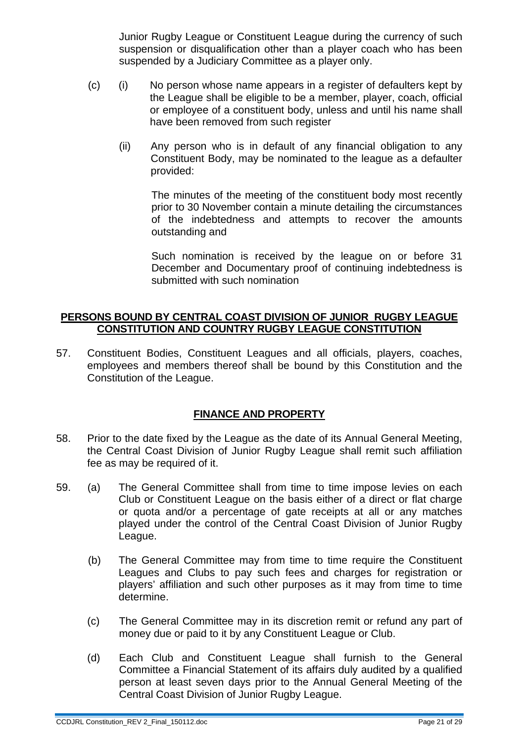Junior Rugby League or Constituent League during the currency of such suspension or disqualification other than a player coach who has been suspended by a Judiciary Committee as a player only.

(c) (i) No person whose name appears in a register of defaulters kept by the League shall be eligible to be a member, player, coach, official or employee of a constituent body, unless and until his name shall have been removed from such register

(ii) Any person who is in default of any financial obligation to any Constituent Body, may be nominated to the league as a defaulter provided:

The minutes of the meeting of the constituent body most recently prior to 30 November contain a minute detailing the circumstances of the indebtedness and attempts to recover the amounts outstanding and

Such nomination is received by the league on or before 31 December and Documentary proof of continuing indebtedness is submitted with such nomination

## PERSONS BOUND BY CENTRAL COAST DIVISION OF JUNIOR RUGBY LEAGUE CONSTITUTION AND COUNTRY RUGBY LEAGUE CONSTITUTION

57. Constituent Bodies, Constituent Leagues and all officials, players, coaches, employees and members thereof shall be bound by this Constitution and the Constitution of the League.

## FINANCE AND PROPERTY

58. Prior to the date fixed by the League as the date of its Annual General Meeting, the Central Coast Division of Junior Rugby League shall remit such affiliation fee as may be required of it.

59. (a) The General Committee shall from time to time impose levies on each Club or Constituent League on the basis either of a direct or flat charge or quota and/or a percentage of gate receipts at all or any matches played under the control of the Central Coast Division of Junior Rugby League.

(b) The General Committee may from time to time require the Constituent Leagues and Clubs to pay such fees and charges for registration or players' affiliation and such other purposes as it may from time to time determine.

(c) The General Committee may in its discretion remit or refund any part of money due or paid to it by any Constituent League or Club.

(d) Each Club and Constituent League shall furnish to the General Committee a Financial Statement of its affairs duly audited by a qualified person at least seven days prior to the Annual General Meeting of the Central Coast Division of Junior Rugby League.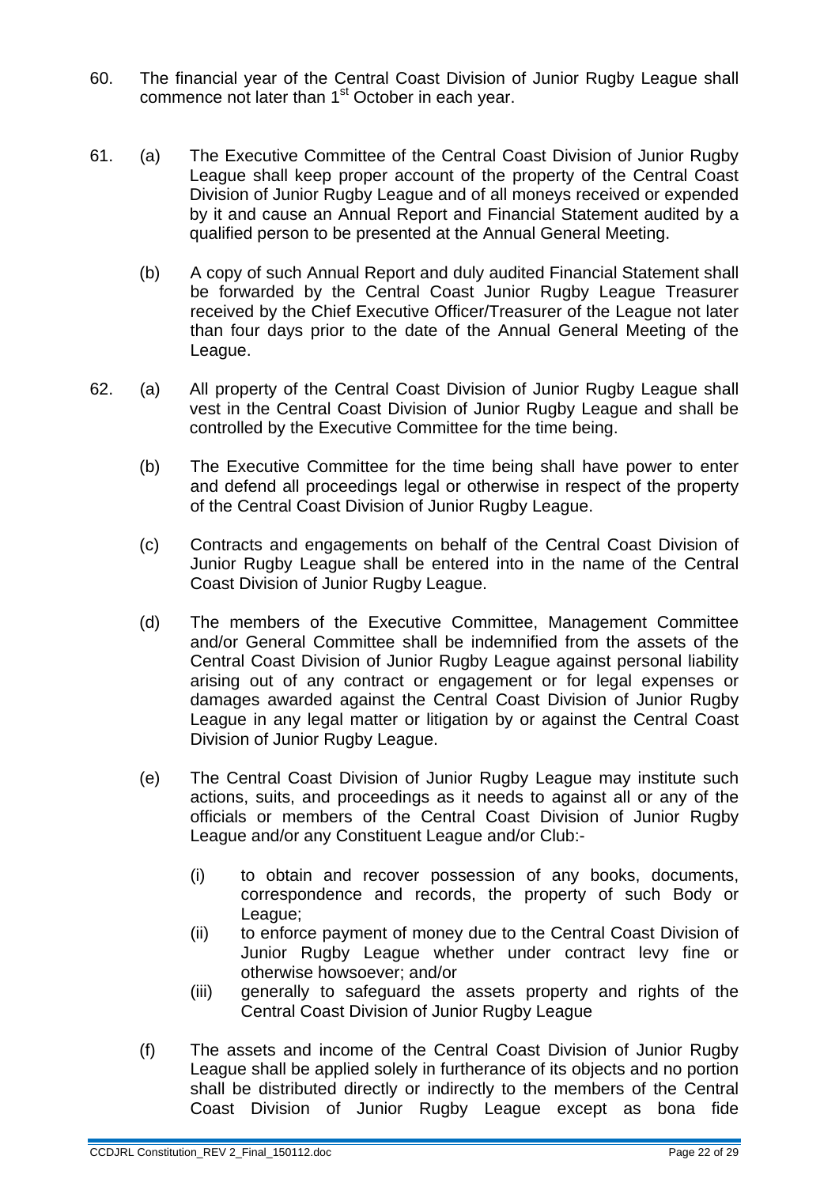60. The financial year of the Central Coast Division of Junior Rugby League shall commence not later than 1st October in each year.

61. (a) The Executive Committee of the Central Coast Division of Junior Rugby League shall keep proper account of the property of the Central Coast Division of Junior Rugby League and of all moneys received or expended by it and cause an Annual Report and Financial Statement audited by a qualified person to be presented at the Annual General Meeting.

    (b) A copy of such Annual Report and duly audited Financial Statement shall be forwarded by the Central Coast Junior Rugby League Treasurer received by the Chief Executive Officer/Treasurer of the League not later than four days prior to the date of the Annual General Meeting of the League.

62. (a) All property of the Central Coast Division of Junior Rugby League shall vest in the Central Coast Division of Junior Rugby League and shall be controlled by the Executive Committee for the time being.

    (b) The Executive Committee for the time being shall have power to enter and defend all proceedings legal or otherwise in respect of the property of the Central Coast Division of Junior Rugby League.

    (c) Contracts and engagements on behalf of the Central Coast Division of Junior Rugby League shall be entered into in the name of the Central Coast Division of Junior Rugby League.

    (d) The members of the Executive Committee, Management Committee and/or General Committee shall be indemnified from the assets of the Central Coast Division of Junior Rugby League against personal liability arising out of any contract or engagement or for legal expenses or damages awarded against the Central Coast Division of Junior Rugby League in any legal matter or litigation by or against the Central Coast Division of Junior Rugby League.

    (e) The Central Coast Division of Junior Rugby League may institute such actions, suits, and proceedings as it needs to against all or any of the officials or members of the Central Coast Division of Junior Rugby League and/or any Constituent League and/or Club:-

        (i) to obtain and recover possession of any books, documents, correspondence and records, the property of such Body or League;
        (ii) to enforce payment of money due to the Central Coast Division of Junior Rugby League whether under contract levy fine or otherwise howsoever; and/or
        (iii) generally to safeguard the assets property and rights of the Central Coast Division of Junior Rugby League

    (f) The assets and income of the Central Coast Division of Junior Rugby League shall be applied solely in furtherance of its objects and no portion shall be distributed directly or indirectly to the members of the Central Coast Division of Junior Rugby League except as bona fide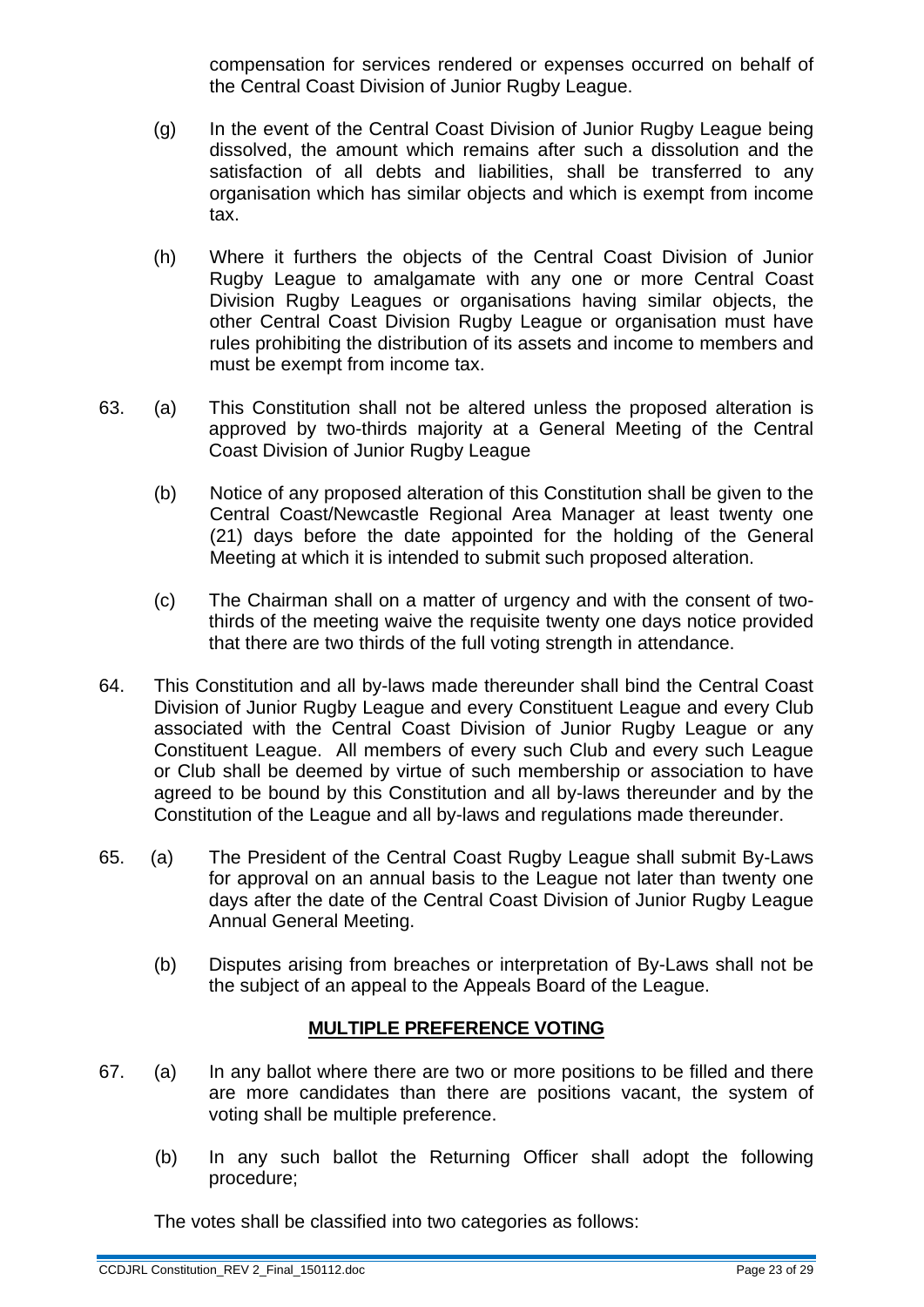compensation for services rendered or expenses occurred on behalf of the Central Coast Division of Junior Rugby League.

(g) In the event of the Central Coast Division of Junior Rugby League being dissolved, the amount which remains after such a dissolution and the satisfaction of all debts and liabilities, shall be transferred to any organisation which has similar objects and which is exempt from income tax.

(h) Where it furthers the objects of the Central Coast Division of Junior Rugby League to amalgamate with any one or more Central Coast Division Rugby Leagues or organisations having similar objects, the other Central Coast Division Rugby League or organisation must have rules prohibiting the distribution of its assets and income to members and must be exempt from income tax.

63. (a) This Constitution shall not be altered unless the proposed alteration is approved by two-thirds majority at a General Meeting of the Central Coast Division of Junior Rugby League

(b) Notice of any proposed alteration of this Constitution shall be given to the Central Coast/Newcastle Regional Area Manager at least twenty one (21) days before the date appointed for the holding of the General Meeting at which it is intended to submit such proposed alteration.

(c) The Chairman shall on a matter of urgency and with the consent of two-thirds of the meeting waive the requisite twenty one days notice provided that there are two thirds of the full voting strength in attendance.

64. This Constitution and all by-laws made thereunder shall bind the Central Coast Division of Junior Rugby League and every Constituent League and every Club associated with the Central Coast Division of Junior Rugby League or any Constituent League. All members of every such Club and every such League or Club shall be deemed by virtue of such membership or association to have agreed to be bound by this Constitution and all by-laws thereunder and by the Constitution of the League and all by-laws and regulations made thereunder.

65. (a) The President of the Central Coast Rugby League shall submit By-Laws for approval on an annual basis to the League not later than twenty one days after the date of the Central Coast Division of Junior Rugby League Annual General Meeting.

(b) Disputes arising from breaches or interpretation of By-Laws shall not be the subject of an appeal to the Appeals Board of the League.

## MULTIPLE PREFERENCE VOTING

67. (a) In any ballot where there are two or more positions to be filled and there are more candidates than there are positions vacant, the system of voting shall be multiple preference.

(b) In any such ballot the Returning Officer shall adopt the following procedure;

The votes shall be classified into two categories as follows: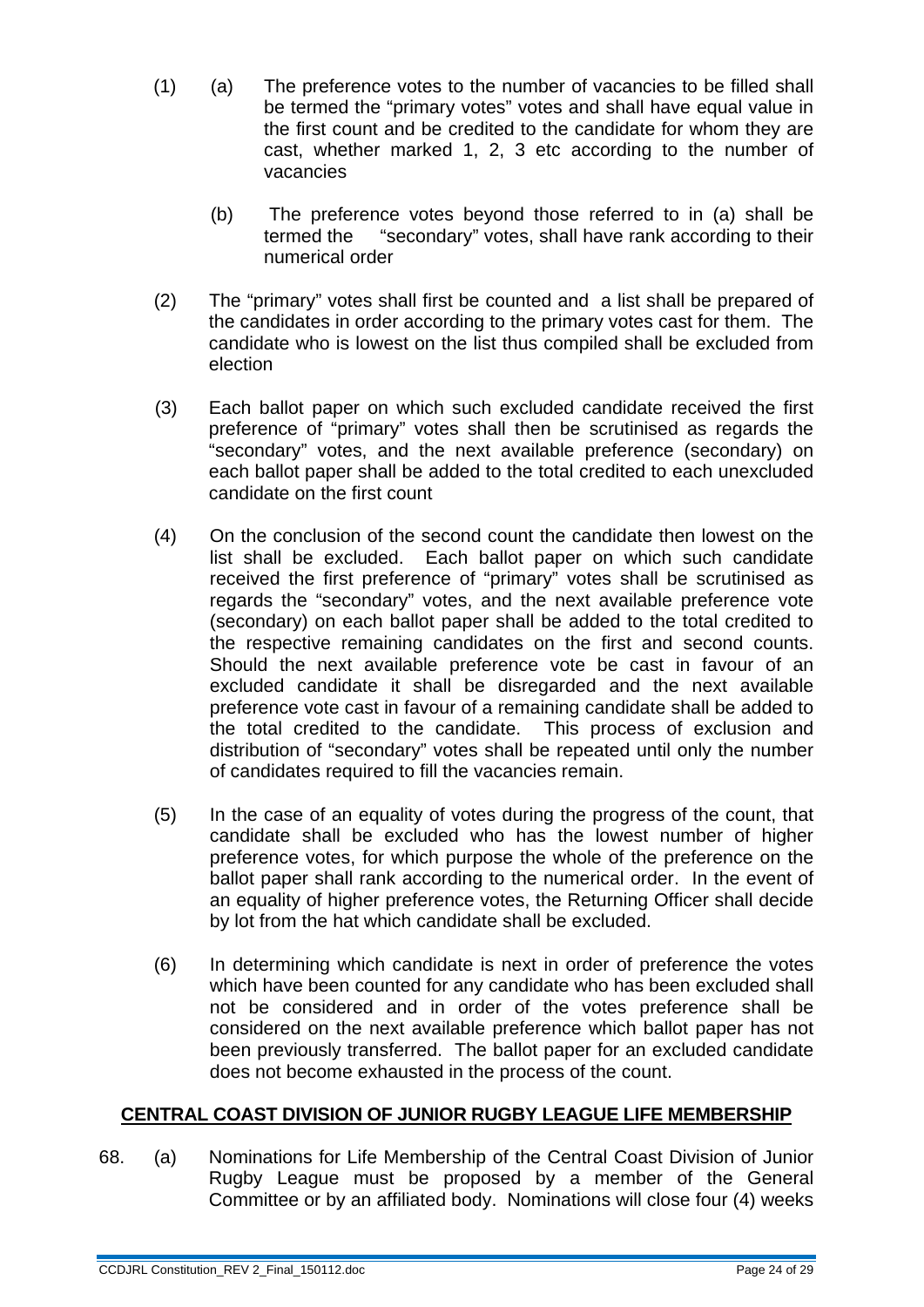(1) (a) The preference votes to the number of vacancies to be filled shall be termed the "primary votes" votes and shall have equal value in the first count and be credited to the candidate for whom they are cast, whether marked 1, 2, 3 etc according to the number of vacancies

(b) The preference votes beyond those referred to in (a) shall be termed the "secondary" votes, shall have rank according to their numerical order

(2) The "primary" votes shall first be counted and a list shall be prepared of the candidates in order according to the primary votes cast for them. The candidate who is lowest on the list thus compiled shall be excluded from election

(3) Each ballot paper on which such excluded candidate received the first preference of "primary" votes shall then be scrutinised as regards the "secondary" votes, and the next available preference (secondary) on each ballot paper shall be added to the total credited to each unexcluded candidate on the first count

(4) On the conclusion of the second count the candidate then lowest on the list shall be excluded. Each ballot paper on which such candidate received the first preference of "primary" votes shall be scrutinised as regards the "secondary" votes, and the next available preference vote (secondary) on each ballot paper shall be added to the total credited to the respective remaining candidates on the first and second counts. Should the next available preference vote be cast in favour of an excluded candidate it shall be disregarded and the next available preference vote cast in favour of a remaining candidate shall be added to the total credited to the candidate. This process of exclusion and distribution of "secondary" votes shall be repeated until only the number of candidates required to fill the vacancies remain.

(5) In the case of an equality of votes during the progress of the count, that candidate shall be excluded who has the lowest number of higher preference votes, for which purpose the whole of the preference on the ballot paper shall rank according to the numerical order. In the event of an equality of higher preference votes, the Returning Officer shall decide by lot from the hat which candidate shall be excluded.

(6) In determining which candidate is next in order of preference the votes which have been counted for any candidate who has been excluded shall not be considered and in order of the votes preference shall be considered on the next available preference which ballot paper has not been previously transferred. The ballot paper for an excluded candidate does not become exhausted in the process of the count.

## CENTRAL COAST DIVISION OF JUNIOR RUGBY LEAGUE LIFE MEMBERSHIP

68. (a) Nominations for Life Membership of the Central Coast Division of Junior Rugby League must be proposed by a member of the General Committee or by an affiliated body. Nominations will close four (4) weeks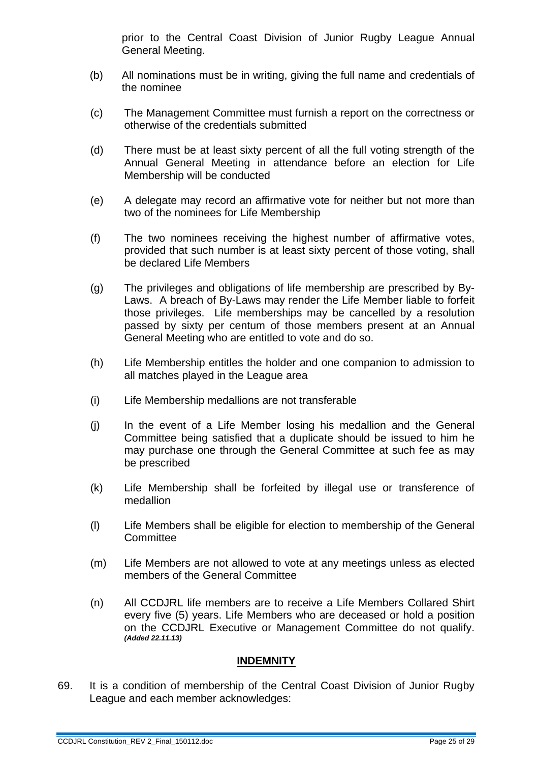prior to the Central Coast Division of Junior Rugby League Annual General Meeting.

(b) All nominations must be in writing, giving the full name and credentials of the nominee

(c) The Management Committee must furnish a report on the correctness or otherwise of the credentials submitted

(d) There must be at least sixty percent of all the full voting strength of the Annual General Meeting in attendance before an election for Life Membership will be conducted

(e) A delegate may record an affirmative vote for neither but not more than two of the nominees for Life Membership

(f) The two nominees receiving the highest number of affirmative votes, provided that such number is at least sixty percent of those voting, shall be declared Life Members

(g) The privileges and obligations of life membership are prescribed by By-Laws. A breach of By-Laws may render the Life Member liable to forfeit those privileges. Life memberships may be cancelled by a resolution passed by sixty per centum of those members present at an Annual General Meeting who are entitled to vote and do so.

(h) Life Membership entitles the holder and one companion to admission to all matches played in the League area

(i) Life Membership medallions are not transferable

(j) In the event of a Life Member losing his medallion and the General Committee being satisfied that a duplicate should be issued to him he may purchase one through the General Committee at such fee as may be prescribed

(k) Life Membership shall be forfeited by illegal use or transference of medallion

(l) Life Members shall be eligible for election to membership of the General Committee

(m) Life Members are not allowed to vote at any meetings unless as elected members of the General Committee

(n) All CCDJRL life members are to receive a Life Members Collared Shirt every five (5) years. Life Members who are deceased or hold a position on the CCDJRL Executive or Management Committee do not qualify. ***(Added 22.11.13)***

## INDEMNITY

69. It is a condition of membership of the Central Coast Division of Junior Rugby League and each member acknowledges: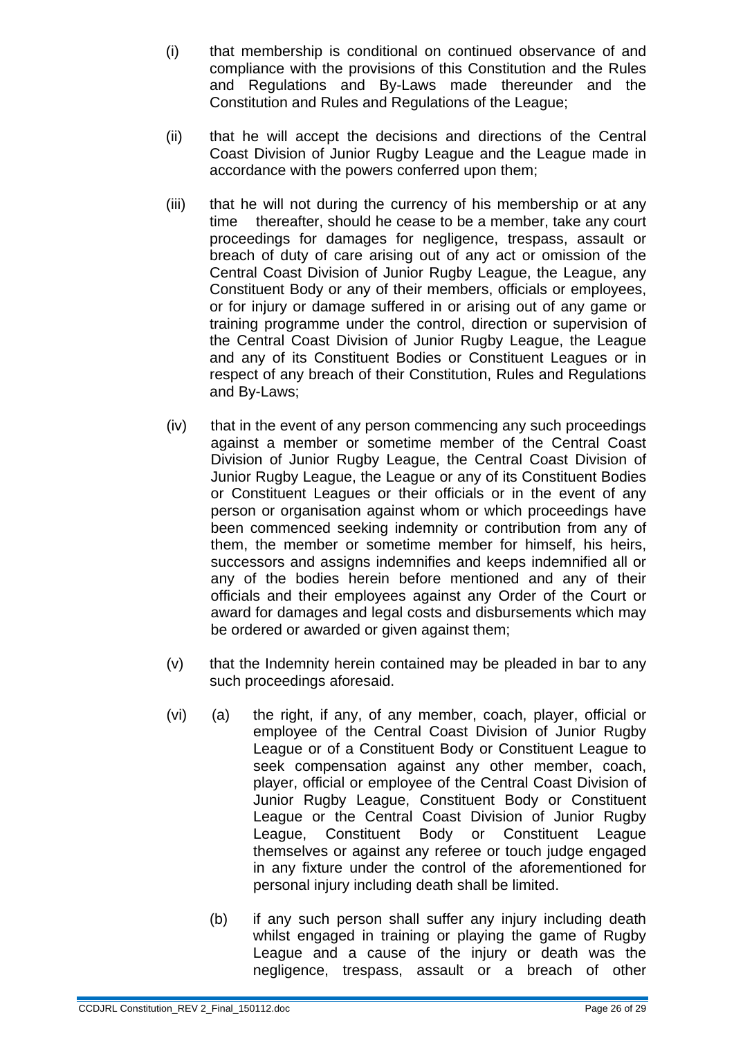(i) that membership is conditional on continued observance of and compliance with the provisions of this Constitution and the Rules and Regulations and By-Laws made thereunder and the Constitution and Rules and Regulations of the League;

(ii) that he will accept the decisions and directions of the Central Coast Division of Junior Rugby League and the League made in accordance with the powers conferred upon them;

(iii) that he will not during the currency of his membership or at any time thereafter, should he cease to be a member, take any court proceedings for damages for negligence, trespass, assault or breach of duty of care arising out of any act or omission of the Central Coast Division of Junior Rugby League, the League, any Constituent Body or any of their members, officials or employees, or for injury or damage suffered in or arising out of any game or training programme under the control, direction or supervision of the Central Coast Division of Junior Rugby League, the League and any of its Constituent Bodies or Constituent Leagues or in respect of any breach of their Constitution, Rules and Regulations and By-Laws;

(iv) that in the event of any person commencing any such proceedings against a member or sometime member of the Central Coast Division of Junior Rugby League, the Central Coast Division of Junior Rugby League, the League or any of its Constituent Bodies or Constituent Leagues or their officials or in the event of any person or organisation against whom or which proceedings have been commenced seeking indemnity or contribution from any of them, the member or sometime member for himself, his heirs, successors and assigns indemnifies and keeps indemnified all or any of the bodies herein before mentioned and any of their officials and their employees against any Order of the Court or award for damages and legal costs and disbursements which may be ordered or awarded or given against them;

(v) that the Indemnity herein contained may be pleaded in bar to any such proceedings aforesaid.

(vi) (a) the right, if any, of any member, coach, player, official or employee of the Central Coast Division of Junior Rugby League or of a Constituent Body or Constituent League to seek compensation against any other member, coach, player, official or employee of the Central Coast Division of Junior Rugby League, Constituent Body or Constituent League or the Central Coast Division of Junior Rugby League, Constituent Body or Constituent League themselves or against any referee or touch judge engaged in any fixture under the control of the aforementioned for personal injury including death shall be limited.

(b) if any such person shall suffer any injury including death whilst engaged in training or playing the game of Rugby League and a cause of the injury or death was the negligence, trespass, assault or a breach of other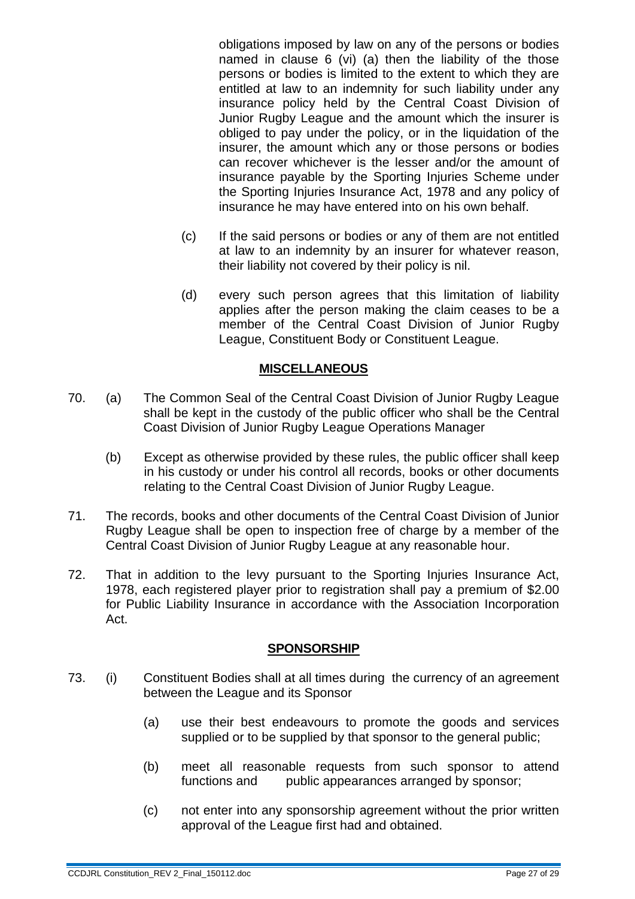obligations imposed by law on any of the persons or bodies named in clause 6 (vi) (a) then the liability of the those persons or bodies is limited to the extent to which they are entitled at law to an indemnity for such liability under any insurance policy held by the Central Coast Division of Junior Rugby League and the amount which the insurer is obliged to pay under the policy, or in the liquidation of the insurer, the amount which any or those persons or bodies can recover whichever is the lesser and/or the amount of insurance payable by the Sporting Injuries Scheme under the Sporting Injuries Insurance Act, 1978 and any policy of insurance he may have entered into on his own behalf.

(c) If the said persons or bodies or any of them are not entitled at law to an indemnity by an insurer for whatever reason, their liability not covered by their policy is nil.

(d) every such person agrees that this limitation of liability applies after the person making the claim ceases to be a member of the Central Coast Division of Junior Rugby League, Constituent Body or Constituent League.

## MISCELLANEOUS

70. (a) The Common Seal of the Central Coast Division of Junior Rugby League shall be kept in the custody of the public officer who shall be the Central Coast Division of Junior Rugby League Operations Manager

    (b) Except as otherwise provided by these rules, the public officer shall keep in his custody or under his control all records, books or other documents relating to the Central Coast Division of Junior Rugby League.

71. The records, books and other documents of the Central Coast Division of Junior Rugby League shall be open to inspection free of charge by a member of the Central Coast Division of Junior Rugby League at any reasonable hour.

72. That in addition to the levy pursuant to the Sporting Injuries Insurance Act, 1978, each registered player prior to registration shall pay a premium of $2.00 for Public Liability Insurance in accordance with the Association Incorporation Act.

## SPONSORSHIP

73. (i) Constituent Bodies shall at all times during the currency of an agreement between the League and its Sponsor

    (a) use their best endeavours to promote the goods and services supplied or to be supplied by that sponsor to the general public;

    (b) meet all reasonable requests from such sponsor to attend functions and public appearances arranged by sponsor;

    (c) not enter into any sponsorship agreement without the prior written approval of the League first had and obtained.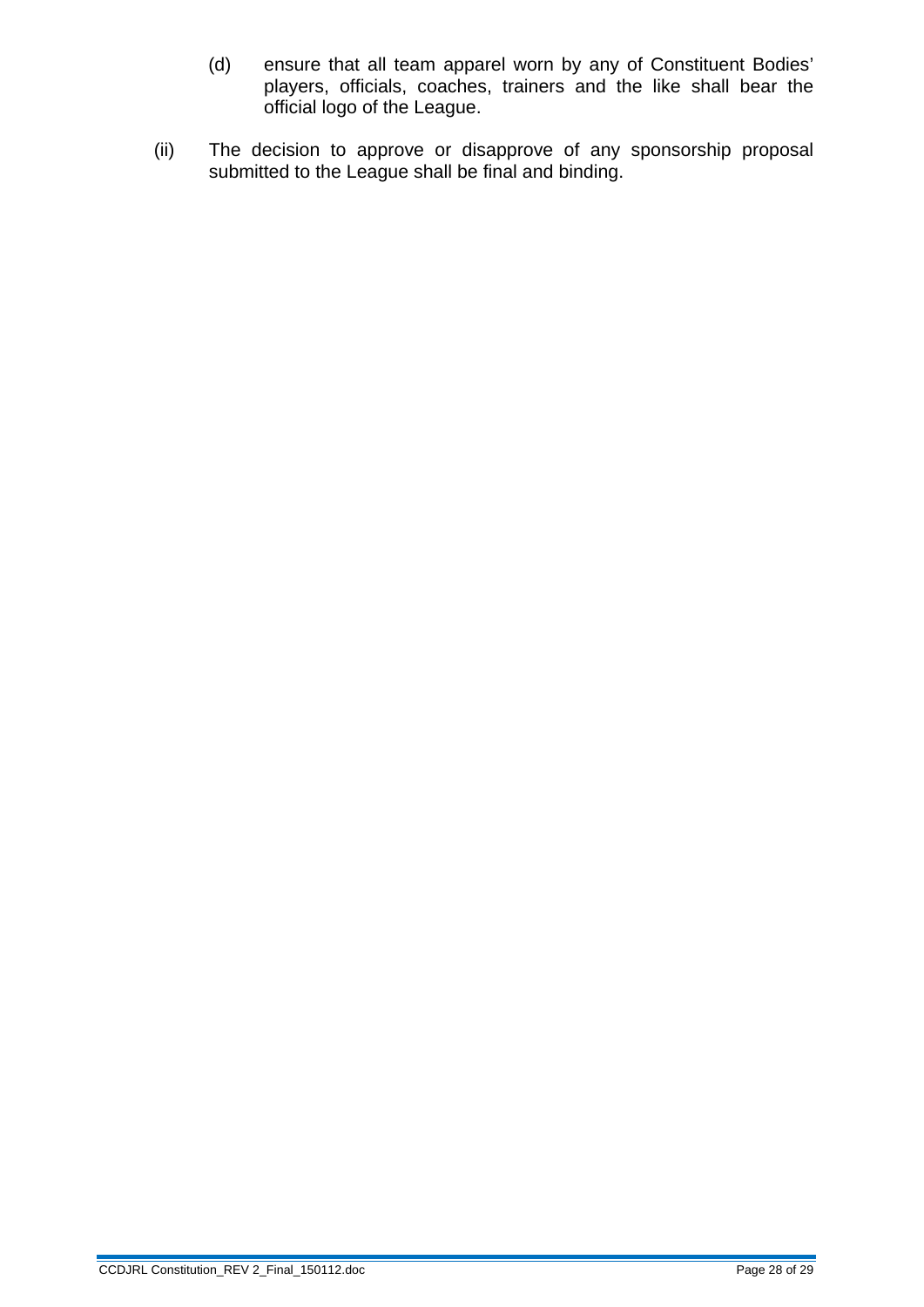(d) ensure that all team apparel worn by any of Constituent Bodies' players, officials, coaches, trainers and the like shall bear the official logo of the League.

(ii) The decision to approve or disapprove of any sponsorship proposal submitted to the League shall be final and binding.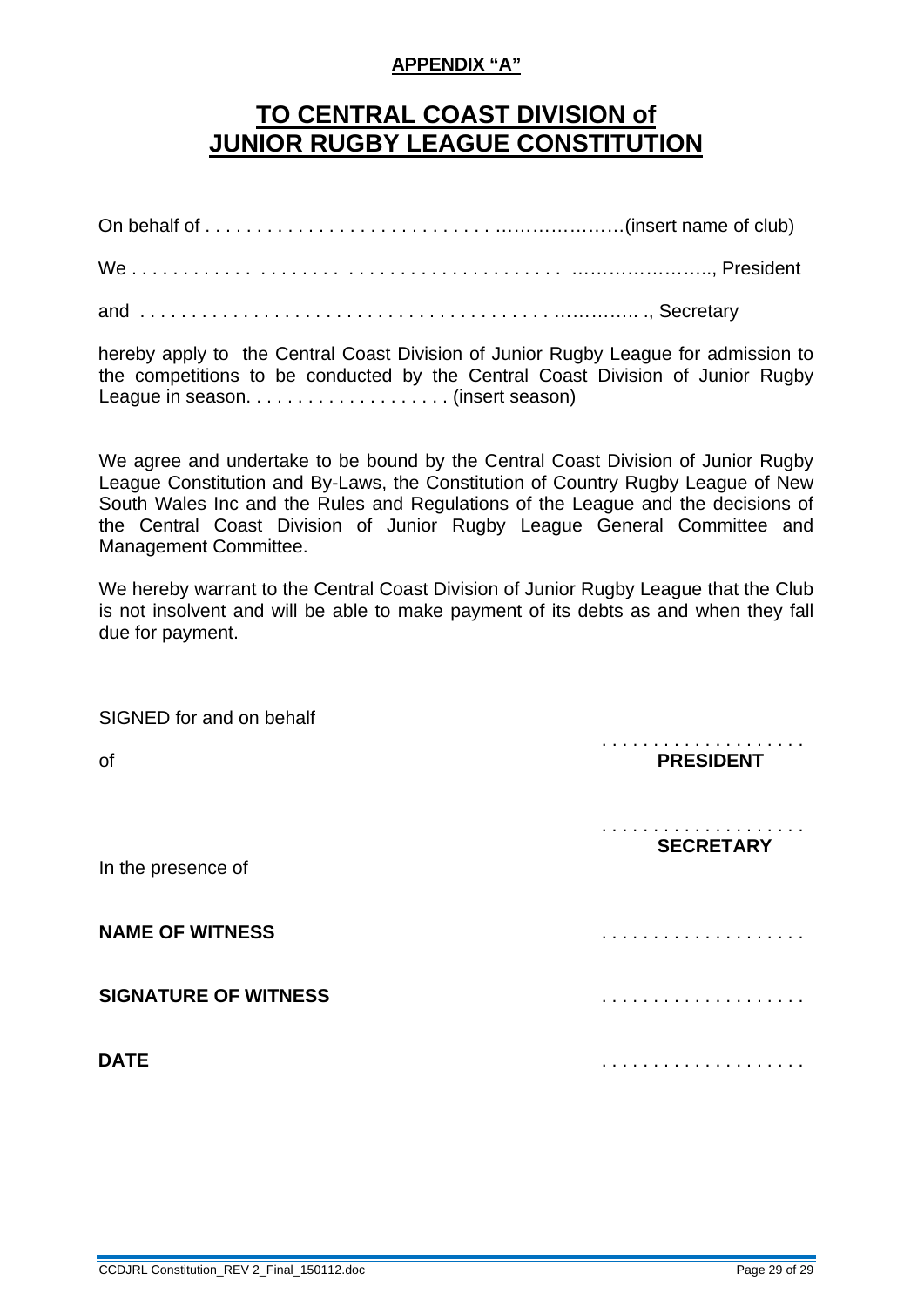**APPENDIX "A"**

# TO CENTRAL COAST DIVISION of JUNIOR RUGBY LEAGUE CONSTITUTION

On behalf of . . . . . . . . . . . . . . . . . . . . . . . . . . ..…..……….…(insert name of club)

We . . . . . . . . . . . . . . . . . . . . . . . . . . . . . . . . . . . . . . . . . . . ..…..…….……....., President

and . . . . . . . . . . . . . . . . . . . . . . . . . . . . . . . . . . . . . . . . ..….…..... ., Secretary

hereby apply to the Central Coast Division of Junior Rugby League for admission to the competitions to be conducted by the Central Coast Division of Junior Rugby League in season. . . . . . . . . . . . . . . . . . . . (insert season)

We agree and undertake to be bound by the Central Coast Division of Junior Rugby League Constitution and By-Laws, the Constitution of Country Rugby League of New South Wales Inc and the Rules and Regulations of the League and the decisions of the Central Coast Division of Junior Rugby League General Committee and Management Committee.

We hereby warrant to the Central Coast Division of Junior Rugby League that the Club is not insolvent and will be able to make payment of its debts as and when they fall due for payment.

SIGNED for and on behalf

of . . . . . . . . . . . . . . . . . . . .
**PRESIDENT**

. . . . . . . . . . . . . . . . . . . .
**SECRETARY**

In the presence of

**NAME OF WITNESS** . . . . . . . . . . . . . . . . . . . .

**SIGNATURE OF WITNESS** . . . . . . . . . . . . . . . . . . . .

**DATE** . . . . . . . . . . . . . . . . . . . .